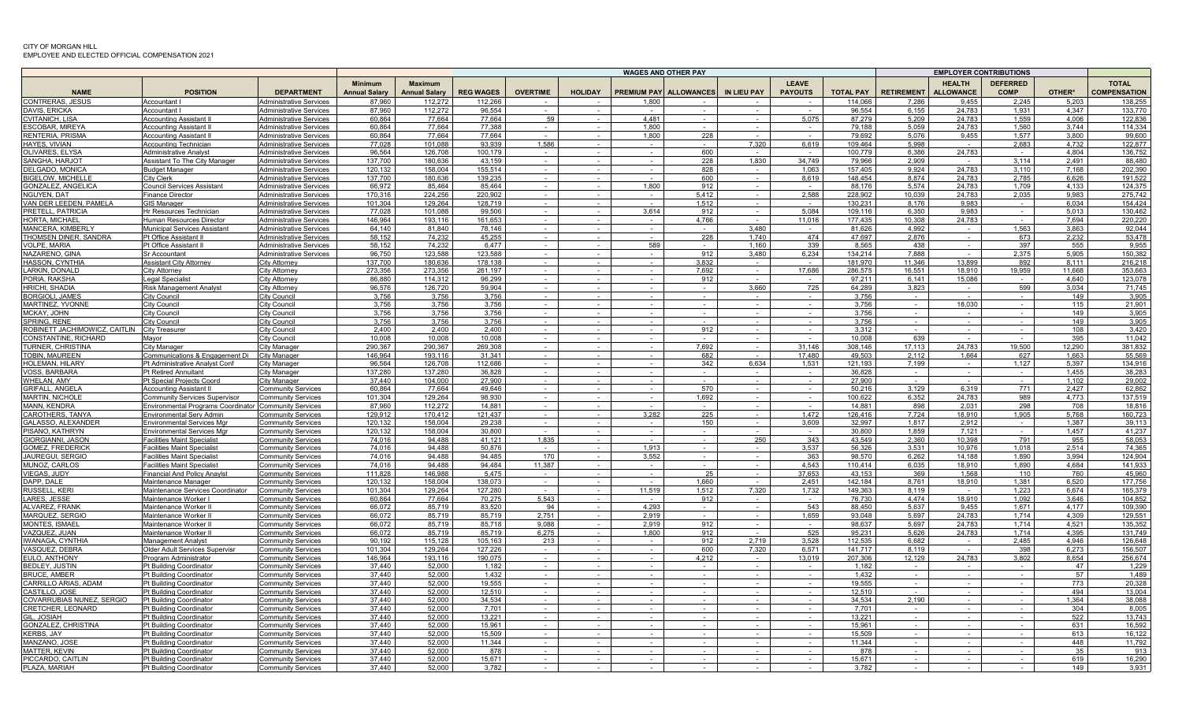CITY OF MORGAN HILL
EMPLOYEE AND ELECTED OFFICIAL COMPENSATION 2021

| NAME | POSITION | DEPARTMENT | Minimum Annual Salary | Maximum Annual Salary | WAGES AND OTHER PAY REG WAGES | OVERTIME | HOLIDAY | PREMIUM PAY | ALLOWANCES | IN LIEU PAY | LEAVE PAYOUTS | TOTAL PAY | EMPLOYER CONTRIBUTIONS RETIREMENT | HEALTH ALLOWANCE | DEFERRED COMP | OTHER* | TOTAL COMPENSATION |
|---|---|---|---|---|---|---|---|---|---|---|---|---|---|---|---|---|---|
| CONTRERAS, JESUS | Accountant I | Administrative Services | 87,960 | 112,272 | 112,266 | - | - | 1,800 | - | - | - | 114,066 | 7,286 | 9,455 | 2,245 | 5,203 | 138,255 |
| DAVIS, ERICKA | Accountant I | Administrative Services | 87,960 | 112,272 | 96,554 | - | - | - | - | - | - | 96,554 | 6,155 | 24,783 | 1,931 | 4,347 | 133,770 |
| CVITANICH, LISA | Accounting Assistant II | Administrative Services | 60,864 | 77,664 | 77,664 | 59 | - | 4,481 | - | - | 5,075 | 87,279 | 5,209 | 24,783 | 1,559 | 4,006 | 122,836 |
| ESCOBAR, MIREYA | Accounting Assistant II | Administrative Services | 60,864 | 77,664 | 77,388 | - | - | 1,800 | - | - | - | 79,188 | 5,059 | 24,783 | 1,560 | 3,744 | 114,334 |
| RENTERIA, PRISMA | Accounting Assistant II | Administrative Services | 60,864 | 77,664 | 77,664 | - | - | 1,800 | 228 | - | - | 79,692 | 5,076 | 9,455 | 1,577 | 3,800 | 99,600 |
| HAYES, VIVIAN | Accounting Technician | Administrative Services | 77,028 | 101,088 | 93,939 | 1,586 | - | - | - | 7,320 | 6,619 | 109,464 | 5,998 | - | 2,683 | 4,732 | 122,877 |
| OLIVARES, ELYSA | Administrative Analyst | Administrative Services | 96,564 | 126,708 | 100,179 | - | - | - | 600 | - | - | 100,779 | 6,386 | 24,783 | - | 4,804 | 136,752 |
| SANGHA, HARJOT | Assistant To The City Manager | Administrative Services | 137,700 | 180,636 | 43,159 | - | - | - | 228 | 1,830 | 34,749 | 79,966 | 2,909 | - | 3,114 | 2,491 | 88,480 |
| DELGADO, MONICA | Budget Manager | Administrative Services | 120,132 | 158,004 | 155,514 | - | - | - | 828 | - | 1,063 | 157,405 | 9,924 | 24,783 | 3,110 | 7,168 | 202,390 |
| BIGELOW, MICHELLE | City Clerk | Administrative Services | 137,700 | 180,636 | 139,235 | - | - | - | 600 | - | 8,619 | 148,454 | 8,874 | 24,783 | 2,785 | 6,626 | 191,522 |
| GONZALEZ, ANGELICA | Council Services Assistant | Administrative Services | 66,972 | 85,464 | 85,464 | - | - | 1,800 | 912 | - | - | 88,176 | 5,574 | 24,783 | 1,709 | 4,133 | 124,375 |
| NGUYEN, DAT | Finance Director | Administrative Services | 170,316 | 224,256 | 220,902 | - | - | - | 5,412 | - | 2,588 | 228,902 | 10,039 | 24,783 | 2,035 | 9,983 | 275,742 |
| VAN DER LEEDEN, PAMELA | GIS Manager | Administrative Services | 101,304 | 129,264 | 128,719 | - | - | - | 1,512 | - | - | 130,231 | 8,176 | 9,983 | - | 6,034 | 154,424 |
| PRETELL, PATRICIA | Hr Resources Technician | Administrative Services | 77,028 | 101,088 | 99,506 | - | - | 3,614 | 912 | - | 5,084 | 109,116 | 6,350 | 9,983 | - | 5,013 | 130,462 |
| HORTA, MICHAEL | Human Resources Director | Administrative Services | 146,964 | 193,116 | 161,653 | - | - | - | 4,766 | - | 11,016 | 177,435 | 10,308 | 24,783 | - | 7,694 | 220,220 |
| MANCERA, KIMBERLY | Municipal Services Assistant | Administrative Services | 64,140 | 81,840 | 78,146 | - | - | - | - | 3,480 | - | 81,626 | 4,992 | - | 1,563 | 3,863 | 92,044 |
| THOMSEN DINER, SANDRA | Pt Office Assistant II | Administrative Services | 58,152 | 74,232 | 45,255 | - | - | - | 228 | 1,740 | 474 | 47,697 | 2,876 | - | 673 | 2,232 | 53,478 |
| VOLPE, MARIA | Pt Office Assistant II | Administrative Services | 58,152 | 74,232 | 6,477 | - | - | 589 | - | 1,160 | 339 | 8,565 | 438 | - | 397 | 555 | 9,955 |
| NAZARENO, GINA | Sr Accountant | Administrative Services | 96,750 | 123,588 | 123,588 | - | - | - | 912 | 3,480 | 6,234 | 134,214 | 7,888 | - | 2,375 | 5,905 | 150,382 |
| HASSON, CYNTHIA | Assistant City Attorney | City Attorney | 137,700 | 180,636 | 178,138 | - | - | - | 3,832 | - | - | 181,970 | 11,346 | 13,899 | 892 | 8,111 | 216,218 |
| LARKIN, DONALD | City Attorney | City Attorney | 273,356 | 273,356 | 261,197 | - | - | - | 7,692 | - | 17,686 | 286,575 | 16,551 | 18,910 | 19,959 | 11,668 | 353,663 |
| PORIA, RAKSHA | Legal Specialist | City Attorney | 86,880 | 114,312 | 96,299 | - | - | - | 912 | - | - | 97,211 | 6,141 | 15,086 | - | 4,640 | 123,078 |
| HRICHI, SHADIA | Risk Management Analyst | City Attorney | 96,576 | 126,720 | 59,904 | - | - | - | - | 3,660 | 725 | 64,289 | 3,823 | - | 599 | 3,034 | 71,745 |
| BORGIOLI, JAMES | City Council | City Council | 3,756 | 3,756 | 3,756 | - | - | - | - | - | - | 3,756 | - | - | - | 149 | 3,905 |
| MARTINEZ, YVONNE | City Council | City Council | 3,756 | 3,756 | 3,756 | - | - | - | - | - | - | 3,756 | - | 18,030 | - | 115 | 21,901 |
| MCKAY, JOHN | City Council | City Council | 3,756 | 3,756 | 3,756 | - | - | - | - | - | - | 3,756 | - | - | - | 149 | 3,905 |
| SPRING, RENE | City Council | City Council | 3,756 | 3,756 | 3,756 | - | - | - | - | - | - | 3,756 | - | - | - | 149 | 3,905 |
| ROBINETT JACHIMOWICZ, CAITLIN | City Treasurer | City Council | 2,400 | 2,400 | 2,400 | - | - | - | 912 | - | - | 3,312 | - | - | - | 108 | 3,420 |
| CONSTANTINE, RICHARD | Mayor | City Council | 10,008 | 10,008 | 10,008 | - | - | - | - | - | - | 10,008 | 639 | - | - | 395 | 11,042 |
| TURNER, CHRISTINA | City Manager | City Manager | 290,367 | 290,367 | 269,308 | - | - | - | 7,692 | - | 31,146 | 308,146 | 17,113 | 24,783 | 19,500 | 12,290 | 381,832 |
| TOBIN, MAUREEN | Communications & Engagement Di | City Manager | 146,964 | 193,116 | 31,341 | - | - | - | 682 | - | 17,480 | 49,503 | 2,112 | 1,664 | 627 | 1,663 | 55,569 |
| HOLEMAN, HILARY | Pt Administrative Analyst Conf | City Manager | 96,564 | 126,708 | 112,686 | - | - | - | 342 | 6,634 | 1,531 | 121,193 | 7,199 | - | 1,127 | 5,397 | 134,916 |
| VOSS, BARBARA | Pt Retired Annuitant | City Manager | 137,280 | 137,280 | 36,828 | - | - | - | - | - | - | 36,828 | - | - | - | 1,455 | 38,283 |
| WHELAN, AMY | Pt Special Projects Coord | City Manager | 37,440 | 104,000 | 27,900 | - | - | - | - | - | - | 27,900 | - | - | - | 1,102 | 29,002 |
| GRIFALL, ANGELA | Accounting Assistant II | Community Services | 60,864 | 77,664 | 49,646 | - | - | - | 570 | - | - | 50,216 | 3,129 | 6,319 | 771 | 2,427 | 62,862 |
| MARTIN, NICHOLE | Community Services Supervisor | Community Services | 101,304 | 129,264 | 98,930 | - | - | - | 1,692 | - | - | 100,622 | 6,352 | 24,783 | 989 | 4,773 | 137,519 |
| MANN, KENDRA | Enviromental Programs Coordinator | Community Services | 87,960 | 112,272 | 14,881 | - | - | - | - | - | - | 14,881 | 898 | 2,031 | 298 | 708 | 18,816 |
| CAROTHERS, TANYA | Environmental Serv Admin | Community Services | 129,912 | 170,412 | 121,437 | - | - | 3,282 | 225 | - | 1,472 | 126,416 | 7,724 | 18,910 | 1,905 | 5,768 | 160,723 |
| GALASSO, ALEXANDER | Environmental Services Mgr | Community Services | 120,132 | 158,004 | 29,238 | - | - | - | 150 | - | 3,609 | 32,997 | 1,817 | 2,912 | - | 1,387 | 39,113 |
| PISANO, KATHRYN | Environmental Services Mgr | Community Services | 120,132 | 158,004 | 30,800 | - | - | - | - | - | - | 30,800 | 1,859 | 7,121 | - | 1,457 | 41,237 |
| GIORGIANNI, JASON | Facilities Maint Specialist | Community Services | 74,016 | 94,488 | 41,121 | 1,835 | - | - | - | 250 | 343 | 43,549 | 2,360 | 10,398 | 791 | 955 | 58,053 |
| GOMEZ, FREDERICK | Facilities Maint Specialist | Community Services | 74,016 | 94,488 | 50,876 | - | - | 1,913 | - | - | 3,537 | 56,326 | 3,531 | 10,976 | 1,018 | 2,514 | 74,365 |
| JAUREGUI, SERGIO | Facilities Maint Specialist | Community Services | 74,016 | 94,488 | 94,485 | 170 | - | 3,552 | - | - | 363 | 98,570 | 6,262 | 14,188 | 1,890 | 3,994 | 124,904 |
| MUNOZ, CARLOS | Facilities Maint Specialist | Community Services | 74,016 | 94,488 | 94,484 | 11,387 | - | - | - | - | 4,543 | 110,414 | 6,035 | 18,910 | 1,890 | 4,684 | 141,933 |
| VIEGAS, JUDY | Financial And Policy Anaylst | Community Services | 111,828 | 146,988 | 5,475 | - | - | - | 25 | - | 37,653 | 43,153 | 369 | 1,568 | 110 | 760 | 45,960 |
| DAPP, DALE | Maintenance Manager | Community Services | 120,132 | 158,004 | 138,073 | - | - | - | 1,660 | - | 2,451 | 142,184 | 8,761 | 18,910 | 1,381 | 6,520 | 177,756 |
| RUSSELL, KERI | Maintenance Services Coordinator | Community Services | 101,304 | 129,264 | 127,280 | - | - | 11,519 | 1,512 | 7,320 | 1,732 | 149,363 | 8,119 | - | 1,223 | 6,674 | 165,379 |
| LARES, JESSE | Maintenance Worker I | Community Services | 60,864 | 77,664 | 70,275 | 5,543 | - | - | 912 | - | - | 76,730 | 4,474 | 18,910 | 1,092 | 3,646 | 104,852 |
| ALVAREZ, FRANK | Maintenance Worker II | Community Services | 66,072 | 85,719 | 83,520 | 94 | - | 4,293 | - | - | 543 | 88,450 | 5,637 | 9,455 | 1,671 | 4,177 | 109,390 |
| MARQUEZ, SERGIO | Maintenance Worker II | Community Services | 66,072 | 85,719 | 85,719 | 2,751 | - | 2,919 | - | - | 1,659 | 93,048 | 5,697 | 24,783 | 1,714 | 4,309 | 129,551 |
| MONTES, ISMAEL | Maintenance Worker II | Community Services | 66,072 | 85,719 | 85,718 | 9,088 | - | 2,919 | 912 | - | - | 98,637 | 5,697 | 24,783 | 1,714 | 4,521 | 135,352 |
| VAZQUEZ, JUAN | Maintenance Worker II | Community Services | 66,072 | 85,719 | 85,719 | 6,275 | - | 1,800 | 912 | - | 525 | 95,231 | 5,626 | 24,783 | 1,714 | 4,395 | 131,749 |
| IWANAGA, CYNTHIA | Management Analyst | Community Services | 90,192 | 115,128 | 105,163 | 213 | - | - | 912 | 2,719 | 3,528 | 112,535 | 6,682 | - | 2,485 | 4,946 | 126,648 |
| VASQUEZ, DEBRA | Older Adult Services Supervisr | Community Services | 101,304 | 129,264 | 127,226 | - | - | - | 600 | 7,320 | 6,571 | 141,717 | 8,119 | - | 398 | 6,273 | 156,507 |
| EULO, ANTHONY | Program Administrator | Community Services | 146,964 | 193,116 | 190,075 | - | - | - | 4,212 | - | 13,019 | 207,306 | 12,129 | 24,783 | 3,802 | 8,654 | 256,674 |
| BEDLEY, JUSTIN | Pt Building Coordinator | Community Services | 37,440 | 52,000 | 1,182 | - | - | - | - | - | - | 1,182 | - | - | - | 47 | 1,229 |
| BRUCE, AMBER | Pt Building Coordinator | Community Services | 37,440 | 52,000 | 1,432 | - | - | - | - | - | - | 1,432 | - | - | - | 57 | 1,489 |
| CARRILLO ARIAS, ADAM | Pt Building Coordinator | Community Services | 37,440 | 52,000 | 19,555 | - | - | - | - | - | - | 19,555 | - | - | - | 773 | 20,328 |
| CASTILLO, JOSE | Pt Building Coordinator | Community Services | 37,440 | 52,000 | 12,510 | - | - | - | - | - | - | 12,510 | - | - | - | 494 | 13,004 |
| COVARRUBIAS NUNEZ, SERGIO | Pt Building Coordinator | Community Services | 37,440 | 52,000 | 34,534 | - | - | - | - | - | - | 34,534 | 2,190 | - | - | 1,364 | 38,088 |
| CRETCHER, LEONARD | Pt Building Coordinator | Community Services | 37,440 | 52,000 | 7,701 | - | - | - | - | - | - | 7,701 | - | - | - | 304 | 8,005 |
| GIL, JOSIAH | Pt Building Coordinator | Community Services | 37,440 | 52,000 | 13,221 | - | - | - | - | - | - | 13,221 | - | - | - | 522 | 13,743 |
| GONZALEZ, CHRISTINA | Pt Building Coordinator | Community Services | 37,440 | 52,000 | 15,961 | - | - | - | - | - | - | 15,961 | - | - | - | 631 | 16,592 |
| KERBS, JAY | Pt Building Coordinator | Community Services | 37,440 | 52,000 | 15,509 | - | - | - | - | - | - | 15,509 | - | - | - | 613 | 16,122 |
| MANZANO, JOSE | Pt Building Coordinator | Community Services | 37,440 | 52,000 | 11,344 | - | - | - | - | - | - | 11,344 | - | - | - | 448 | 11,792 |
| MATTER, KEVIN | Pt Building Coordinator | Community Services | 37,440 | 52,000 | 878 | - | - | - | - | - | - | 878 | - | - | - | 35 | 913 |
| PICCARDO, CAITLIN | Pt Building Coordinator | Community Services | 37,440 | 52,000 | 15,671 | - | - | - | - | - | - | 15,671 | - | - | - | 619 | 16,290 |
| PLAZA, MARIAH | Pt Building Coordinator | Community Services | 37,440 | 52,000 | 3,782 | - | - | - | - | - | - | 3,782 | - | - | - | 149 | 3,931 |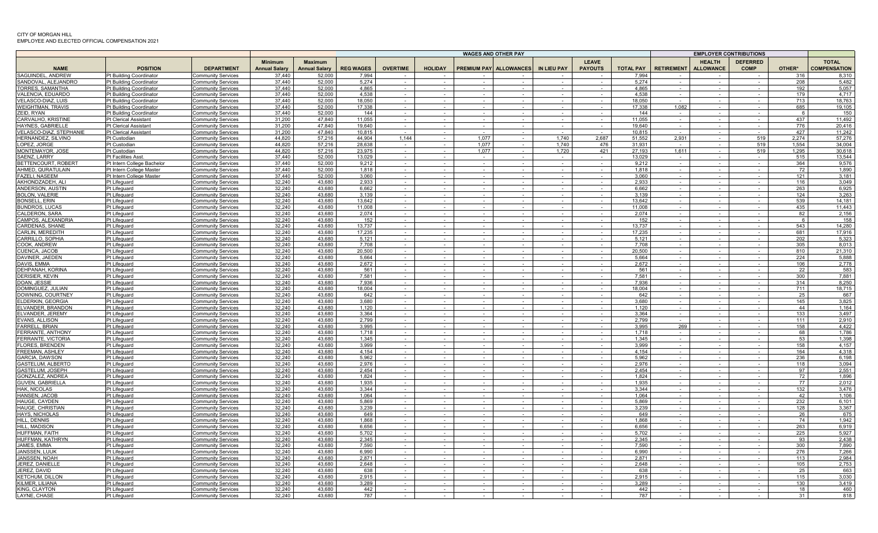CITY OF MORGAN HILL
EMPLOYEE AND ELECTED OFFICIAL COMPENSATION 2021

| | | | WAGES AND OTHER PAY | | | | | | | | | | | EMPLOYER CONTRIBUTIONS | | | | |
|---|---|---|---|---|---|---|---|---|---|---|---|---|---|---|---|---|---|
| NAME | POSITION | DEPARTMENT | Minimum Annual Salary | Maximum Annual Salary | REG WAGES | OVERTIME | HOLIDAY | PREMIUM PAY | ALLOWANCES | IN LIEU PAY | LEAVE PAYOUTS | TOTAL PAY | RETIREMENT | HEALTH ALLOWANCE | DEFERRED COMP | OTHER* | TOTAL COMPENSATION |
| SAGUINDEL, ANDREW | Pt Building Coordinator | Community Services | 37,440 | 52,000 | 7,994 | - | - | - | - | - | - | 7,994 | - | - | - | 316 | 8,310 |
| SANDOVAL, ALEJANDRO | Pt Building Coordinator | Community Services | 37,440 | 52,000 | 5,274 | - | - | - | - | - | - | 5,274 | - | - | - | 208 | 5,482 |
| TORRES, SAMANTHA | Pt Building Coordinator | Community Services | 37,440 | 52,000 | 4,865 | - | - | - | - | - | - | 4,865 | - | - | - | 192 | 5,057 |
| VALENCIA, EDUARDO | Pt Building Coordinator | Community Services | 37,440 | 52,000 | 4,538 | - | - | - | - | - | - | 4,538 | - | - | - | 179 | 4,717 |
| VELASCO-DIAZ, LUIS | Pt Building Coordinator | Community Services | 37,440 | 52,000 | 18,050 | - | - | - | - | - | - | 18,050 | - | - | - | 713 | 18,763 |
| WEIGHTMAN, TRAVIS | Pt Building Coordinator | Community Services | 37,440 | 52,000 | 17,338 | - | - | - | - | - | - | 17,338 | 1,082 | - | - | 685 | 19,105 |
| ZEID, RYAN | Pt Building Coordinator | Community Services | 37,440 | 52,000 | 144 | - | - | - | - | - | - | 144 | - | - | - | 6 | 150 |
| CARVALHO, KRISTINE | Pt Clerical Assistant | Community Services | 31,200 | 47,840 | 11,055 | - | - | - | - | - | - | 11,055 | - | - | - | 437 | 11,492 |
| HAYNES, GABRIELLE | Pt Clerical Assistant | Community Services | 31,200 | 47,840 | 19,640 | - | - | - | - | - | - | 19,640 | - | - | - | 776 | 20,416 |
| VELASCO-DIAZ, STEPHANIE | Pt Clerical Assistant | Community Services | 31,200 | 47,840 | 10,815 | - | - | - | - | - | - | 10,815 | - | - | - | 427 | 11,242 |
| HERNANDEZ, SILVINO | Pt Custodian | Community Services | 44,820 | 57,216 | 44,904 | 1,144 | - | 1,077 | - | 1,740 | 2,687 | 51,552 | 2,931 | - | 519 | 2,274 | 57,276 |
| LOPEZ, JORGE | Pt Custodian | Community Services | 44,820 | 57,216 | 28,638 | - | - | 1,077 | - | 1,740 | 476 | 31,931 | - | - | 519 | 1,554 | 34,004 |
| MONTEMAYOR, JOSE | Pt Custodian | Community Services | 44,820 | 57,216 | 23,975 | - | - | 1,077 | - | 1,720 | 421 | 27,193 | 1,611 | - | 519 | 1,295 | 30,618 |
| SAENZ, LARRY | Pt Facilities Asst. | Community Services | 37,440 | 52,000 | 13,029 | - | - | - | - | - | - | 13,029 | - | - | - | 515 | 13,544 |
| BETTENCOURT, ROBERT | Pt Intern College Bachelor | Community Services | 37,440 | 52,000 | 9,212 | - | - | - | - | - | - | 9,212 | - | - | - | 364 | 9,576 |
| AHMED, QURATULAIN | Pt Intern College Master | Community Services | 37,440 | 52,000 | 1,818 | - | - | - | - | - | - | 1,818 | - | - | - | 72 | 1,890 |
| FAZELI, NASEEM | Pt Intern College Master | Community Services | 37,440 | 52,000 | 3,060 | - | - | - | - | - | - | 3,060 | - | - | - | 121 | 3,181 |
| AKHONDZADEH, ALI | Pt Lifeguard | Community Services | 32,240 | 43,680 | 2,933 | - | - | - | - | - | - | 2,933 | - | - | - | 116 | 3,049 |
| ANDERSON, AUSTIN | Pt Lifeguard | Community Services | 32,240 | 43,680 | 6,662 | - | - | - | - | - | - | 6,662 | - | - | - | 263 | 6,925 |
| BOLON, VALERIE | Pt Lifeguard | Community Services | 32,240 | 43,680 | 3,139 | - | - | - | - | - | - | 3,139 | - | - | - | 124 | 3,263 |
| BONSELL, ERIN | Pt Lifeguard | Community Services | 32,240 | 43,680 | 13,642 | - | - | - | - | - | - | 13,642 | - | - | - | 539 | 14,181 |
| BUNDROS, LUCAS | Pt Lifeguard | Community Services | 32,240 | 43,680 | 11,008 | - | - | - | - | - | - | 11,008 | - | - | - | 435 | 11,443 |
| CALDERON, SARA | Pt Lifeguard | Community Services | 32,240 | 43,680 | 2,074 | - | - | - | - | - | - | 2,074 | - | - | - | 82 | 2,156 |
| CAMPOS, ALEXANDRIA | Pt Lifeguard | Community Services | 32,240 | 43,680 | 152 | - | - | - | - | - | - | 152 | - | - | - | 6 | 158 |
| CARDENAS, SHANE | Pt Lifeguard | Community Services | 32,240 | 43,680 | 13,737 | - | - | - | - | - | - | 13,737 | - | - | - | 543 | 14,280 |
| CARLIN, MEREDITH | Pt Lifeguard | Community Services | 32,240 | 43,680 | 17,235 | - | - | - | - | - | - | 17,235 | - | - | - | 681 | 17,916 |
| CARRILLO, SOPHIA | Pt Lifeguard | Community Services | 32,240 | 43,680 | 5,121 | - | - | - | - | - | - | 5,121 | - | - | - | 202 | 5,323 |
| COOK, ANDREW | Pt Lifeguard | Community Services | 32,240 | 43,680 | 7,708 | - | - | - | - | - | - | 7,708 | - | - | - | 305 | 8,013 |
| CUENCA, JACOB | Pt Lifeguard | Community Services | 32,240 | 43,680 | 20,500 | - | - | - | - | - | - | 20,500 | - | - | - | 810 | 21,310 |
| DAVINER, JAEDEN | Pt Lifeguard | Community Services | 32,240 | 43,680 | 5,664 | - | - | - | - | - | - | 5,664 | - | - | - | 224 | 5,888 |
| DAVIS, EMMA | Pt Lifeguard | Community Services | 32,240 | 43,680 | 2,672 | - | - | - | - | - | - | 2,672 | - | - | - | 106 | 2,778 |
| DEHPANAH, KORINA | Pt Lifeguard | Community Services | 32,240 | 43,680 | 561 | - | - | - | - | - | - | 561 | - | - | - | 22 | 583 |
| DERISIER, KEVIN | Pt Lifeguard | Community Services | 32,240 | 43,680 | 7,581 | - | - | - | - | - | - | 7,581 | - | - | - | 300 | 7,881 |
| DOAN, JESSIE | Pt Lifeguard | Community Services | 32,240 | 43,680 | 7,936 | - | - | - | - | - | - | 7,936 | - | - | - | 314 | 8,250 |
| DOMINGUEZ, JULIAN | Pt Lifeguard | Community Services | 32,240 | 43,680 | 18,004 | - | - | - | - | - | - | 18,004 | - | - | - | 711 | 18,715 |
| DOWNING, COURTNEY | Pt Lifeguard | Community Services | 32,240 | 43,680 | 642 | - | - | - | - | - | - | 642 | - | - | - | 25 | 667 |
| ELDERKIN, GEORGIA | Pt Lifeguard | Community Services | 32,240 | 43,680 | 3,680 | - | - | - | - | - | - | 3,680 | - | - | - | 145 | 3,825 |
| ELVANDER, BRANDON | Pt Lifeguard | Community Services | 32,240 | 43,680 | 1,120 | - | - | - | - | - | - | 1,120 | - | - | - | 44 | 1,164 |
| ELVANDER, JEREMY | Pt Lifeguard | Community Services | 32,240 | 43,680 | 3,364 | - | - | - | - | - | - | 3,364 | - | - | - | 133 | 3,497 |
| EVANS, ALLISON | Pt Lifeguard | Community Services | 32,240 | 43,680 | 2,799 | - | - | - | - | - | - | 2,799 | - | - | - | 111 | 2,910 |
| FARRELL, BRIAN | Pt Lifeguard | Community Services | 32,240 | 43,680 | 3,995 | - | - | - | - | - | - | 3,995 | 269 | - | - | 158 | 4,422 |
| FERRANTE, ANTHONY | Pt Lifeguard | Community Services | 32,240 | 43,680 | 1,718 | - | - | - | - | - | - | 1,718 | - | - | - | 68 | 1,786 |
| FERRANTE, VICTORIA | Pt Lifeguard | Community Services | 32,240 | 43,680 | 1,345 | - | - | - | - | - | - | 1,345 | - | - | - | 53 | 1,398 |
| FLORES, BRENDEN | Pt Lifeguard | Community Services | 32,240 | 43,680 | 3,999 | - | - | - | - | - | - | 3,999 | - | - | - | 158 | 4,157 |
| FREEMAN, ASHLEY | Pt Lifeguard | Community Services | 32,240 | 43,680 | 4,154 | - | - | - | - | - | - | 4,154 | - | - | - | 164 | 4,318 |
| GARCIA, DAWSON | Pt Lifeguard | Community Services | 32,240 | 43,680 | 5,962 | - | - | - | - | - | - | 5,962 | - | - | - | 236 | 6,198 |
| GASTELUM, ALBERTO | Pt Lifeguard | Community Services | 32,240 | 43,680 | 2,976 | - | - | - | - | - | - | 2,976 | - | - | - | 118 | 3,094 |
| GASTELUM, JOSEPH | Pt Lifeguard | Community Services | 32,240 | 43,680 | 2,454 | - | - | - | - | - | - | 2,454 | - | - | - | 97 | 2,551 |
| GONZALEZ, ANDREA | Pt Lifeguard | Community Services | 32,240 | 43,680 | 1,824 | - | - | - | - | - | - | 1,824 | - | - | - | 72 | 1,896 |
| GUVEN, GABRIELLA | Pt Lifeguard | Community Services | 32,240 | 43,680 | 1,935 | - | - | - | - | - | - | 1,935 | - | - | - | 77 | 2,012 |
| HAK, NICOLAS | Pt Lifeguard | Community Services | 32,240 | 43,680 | 3,344 | - | - | - | - | - | - | 3,344 | - | - | - | 132 | 3,476 |
| HANSEN, JACOB | Pt Lifeguard | Community Services | 32,240 | 43,680 | 1,064 | - | - | - | - | - | - | 1,064 | - | - | - | 42 | 1,106 |
| HAUGE, CAYDEN | Pt Lifeguard | Community Services | 32,240 | 43,680 | 5,869 | - | - | - | - | - | - | 5,869 | - | - | - | 232 | 6,101 |
| HAUGE, CHRISTIAN | Pt Lifeguard | Community Services | 32,240 | 43,680 | 3,239 | - | - | - | - | - | - | 3,239 | - | - | - | 128 | 3,367 |
| HAYS, NICHOLAS | Pt Lifeguard | Community Services | 32,240 | 43,680 | 649 | - | - | - | - | - | - | 649 | - | - | - | 26 | 675 |
| HILL, DENNIS | Pt Lifeguard | Community Services | 32,240 | 43,680 | 1,868 | - | - | - | - | - | - | 1,868 | - | - | - | 74 | 1,942 |
| HILL, MADISON | Pt Lifeguard | Community Services | 32,240 | 43,680 | 6,656 | - | - | - | - | - | - | 6,656 | - | - | - | 263 | 6,919 |
| HUFFMAN, FAITH | Pt Lifeguard | Community Services | 32,240 | 43,680 | 5,702 | - | - | - | - | - | - | 5,702 | - | - | - | 225 | 5,927 |
| HUFFMAN, KATHRYN | Pt Lifeguard | Community Services | 32,240 | 43,680 | 2,345 | - | - | - | - | - | - | 2,345 | - | - | - | 93 | 2,438 |
| JAMES, EMMA | Pt Lifeguard | Community Services | 32,240 | 43,680 | 7,590 | - | - | - | - | - | - | 7,590 | - | - | - | 300 | 7,890 |
| JANSSEN, LUUK | Pt Lifeguard | Community Services | 32,240 | 43,680 | 6,990 | - | - | - | - | - | - | 6,990 | - | - | - | 276 | 7,266 |
| JANSSEN, NOAH | Pt Lifeguard | Community Services | 32,240 | 43,680 | 2,871 | - | - | - | - | - | - | 2,871 | - | - | - | 113 | 2,984 |
| JEREZ, DANIELLE | Pt Lifeguard | Community Services | 32,240 | 43,680 | 2,648 | - | - | - | - | - | - | 2,648 | - | - | - | 105 | 2,753 |
| JEREZ, DAVID | Pt Lifeguard | Community Services | 32,240 | 43,680 | 638 | - | - | - | - | - | - | 638 | - | - | - | 25 | 663 |
| KETCHUM, DILLON | Pt Lifeguard | Community Services | 32,240 | 43,680 | 2,915 | - | - | - | - | - | - | 2,915 | - | - | - | 115 | 3,030 |
| KILMER, LILIANA | Pt Lifeguard | Community Services | 32,240 | 43,680 | 3,289 | - | - | - | - | - | - | 3,289 | - | - | - | 130 | 3,419 |
| KING, CLAYTON | Pt Lifeguard | Community Services | 32,240 | 43,680 | 442 | - | - | - | - | - | - | 442 | - | - | - | 18 | 460 |
| LAYNE, CHASE | Pt Lifeguard | Community Services | 32,240 | 43,680 | 787 | - | - | - | - | - | - | 787 | - | - | - | 31 | 818 |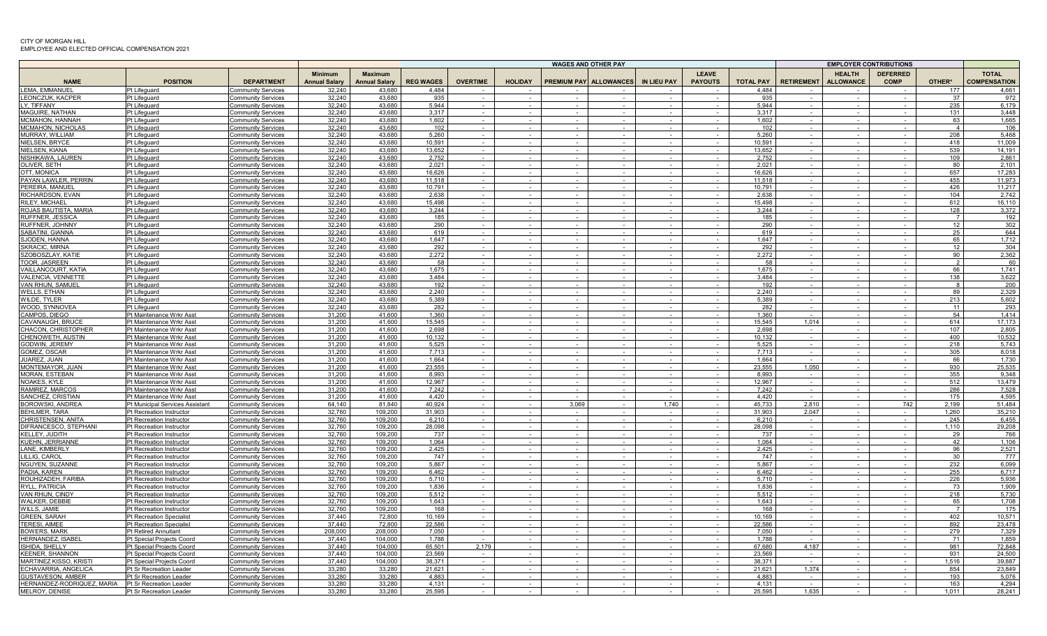CITY OF MORGAN HILL
EMPLOYEE AND ELECTED OFFICIAL COMPENSATION 2021

| | | | WAGES AND OTHER PAY | | | | | | | | | | EMPLOYER CONTRIBUTIONS | | | | |
|---|---|---|---|---|---|---|---|---|---|---|---|---|---|---|---|---|---|
| NAME | POSITION | DEPARTMENT | Minimum Annual Salary | Maximum Annual Salary | REG WAGES | OVERTIME | HOLIDAY | PREMIUM PAY | ALLOWANCES | IN LIEU PAY | LEAVE PAYOUTS | TOTAL PAY | RETIREMENT | HEALTH ALLOWANCE | DEFERRED COMP | OTHER* | TOTAL COMPENSATION |
| LEMA, EMMANUEL | Pt Lifeguard | Community Services | 32,240 | 43,680 | 4,484 | - | - | - | - | - | - | 4,484 | - | - | - | 177 | 4,661 |
| LEONCZUK, KACPER | Pt Lifeguard | Community Services | 32,240 | 43,680 | 935 | - | - | - | - | - | - | 935 | - | - | - | 37 | 972 |
| LY, TIFFANY | Pt Lifeguard | Community Services | 32,240 | 43,680 | 5,944 | - | - | - | - | - | - | 5,944 | - | - | - | 235 | 6,179 |
| MAGUIRE, NATHAN | Pt Lifeguard | Community Services | 32,240 | 43,680 | 3,317 | - | - | - | - | - | - | 3,317 | - | - | - | 131 | 3,448 |
| MCMAHON, HANNAH | Pt Lifeguard | Community Services | 32,240 | 43,680 | 1,602 | - | - | - | - | - | - | 1,602 | - | - | - | 63 | 1,665 |
| MCMAHON, NICHOLAS | Pt Lifeguard | Community Services | 32,240 | 43,680 | 102 | - | - | - | - | - | - | 102 | - | - | - | 4 | 106 |
| MURRAY, WILLIAM | Pt Lifeguard | Community Services | 32,240 | 43,680 | 5,260 | - | - | - | - | - | - | 5,260 | - | - | - | 208 | 5,468 |
| NIELSEN, BRYCE | Pt Lifeguard | Community Services | 32,240 | 43,680 | 10,591 | - | - | - | - | - | - | 10,591 | - | - | - | 418 | 11,009 |
| NIELSEN, KIANA | Pt Lifeguard | Community Services | 32,240 | 43,680 | 13,652 | - | - | - | - | - | - | 13,652 | - | - | - | 539 | 14,191 |
| NISHIKAWA, LAUREN | Pt Lifeguard | Community Services | 32,240 | 43,680 | 2,752 | - | - | - | - | - | - | 2,752 | - | - | - | 109 | 2,861 |
| OLIVER, SETH | Pt Lifeguard | Community Services | 32,240 | 43,680 | 2,021 | - | - | - | - | - | - | 2,021 | - | - | - | 80 | 2,101 |
| OTT, MONICA | Pt Lifeguard | Community Services | 32,240 | 43,680 | 16,626 | - | - | - | - | - | - | 16,626 | - | - | - | 657 | 17,283 |
| PAYAN LAWLER, PERRIN | Pt Lifeguard | Community Services | 32,240 | 43,680 | 11,518 | - | - | - | - | - | - | 11,518 | - | - | - | 455 | 11,973 |
| PEREIRA, MANUEL | Pt Lifeguard | Community Services | 32,240 | 43,680 | 10,791 | - | - | - | - | - | - | 10,791 | - | - | - | 426 | 11,217 |
| RICHARDSON, EVAN | Pt Lifeguard | Community Services | 32,240 | 43,680 | 2,638 | - | - | - | - | - | - | 2,638 | - | - | - | 104 | 2,742 |
| RILEY, MICHAEL | Pt Lifeguard | Community Services | 32,240 | 43,680 | 15,498 | - | - | - | - | - | - | 15,498 | - | - | - | 612 | 16,110 |
| ROJAS BAUTISTA, MARIA | Pt Lifeguard | Community Services | 32,240 | 43,680 | 3,244 | - | - | - | - | - | - | 3,244 | - | - | - | 128 | 3,372 |
| RUFFNER, JESSICA | Pt Lifeguard | Community Services | 32,240 | 43,680 | 185 | - | - | - | - | - | - | 185 | - | - | - | 7 | 192 |
| RUFFNER, JOHNNY | Pt Lifeguard | Community Services | 32,240 | 43,680 | 290 | - | - | - | - | - | - | 290 | - | - | - | 12 | 302 |
| SABATINI, GIANNA | Pt Lifeguard | Community Services | 32,240 | 43,680 | 619 | - | - | - | - | - | - | 619 | - | - | - | 25 | 644 |
| SJODEN, HANNA | Pt Lifeguard | Community Services | 32,240 | 43,680 | 1,647 | - | - | - | - | - | - | 1,647 | - | - | - | 65 | 1,712 |
| SKRACIC, MIRNA | Pt Lifeguard | Community Services | 32,240 | 43,680 | 292 | - | - | - | - | - | - | 292 | - | - | - | 12 | 304 |
| SZOBOSZLAY, KATIE | Pt Lifeguard | Community Services | 32,240 | 43,680 | 2,272 | - | - | - | - | - | - | 2,272 | - | - | - | 90 | 2,362 |
| TOOR, JASREEN | Pt Lifeguard | Community Services | 32,240 | 43,680 | 58 | - | - | - | - | - | - | 58 | - | - | - | 2 | 60 |
| VAILLANCOURT, KATIA | Pt Lifeguard | Community Services | 32,240 | 43,680 | 1,675 | - | - | - | - | - | - | 1,675 | - | - | - | 66 | 1,741 |
| VALENCIA, VENNETTE | Pt Lifeguard | Community Services | 32,240 | 43,680 | 3,484 | - | - | - | - | - | - | 3,484 | - | - | - | 138 | 3,622 |
| VAN RHIJN, SAMUEL | Pt Lifeguard | Community Services | 32,240 | 43,680 | 192 | - | - | - | - | - | - | 192 | - | - | - | 8 | 200 |
| WELLS, ETHAN | Pt Lifeguard | Community Services | 32,240 | 43,680 | 2,240 | - | - | - | - | - | - | 2,240 | - | - | - | 89 | 2,329 |
| WILDE, TYLER | Pt Lifeguard | Community Services | 32,240 | 43,680 | 5,389 | - | - | - | - | - | - | 5,389 | - | - | - | 213 | 5,602 |
| WOOD, SYNNOVEA | Pt Lifeguard | Community Services | 32,240 | 43,680 | 282 | - | - | - | - | - | - | 282 | - | - | - | 11 | 293 |
| CAMPOS, DIEGO | Pt Maintenance Wrkr Asst | Community Services | 31,200 | 41,600 | 1,360 | - | - | - | - | - | - | 1,360 | - | - | - | 54 | 1,414 |
| CAVANAUGH, BRUCE | Pt Maintenance Wrkr Asst | Community Services | 31,200 | 41,600 | 15,545 | - | - | - | - | - | - | 15,545 | 1,014 | - | - | 614 | 17,173 |
| CHACON, CHRISTOPHER | Pt Maintenance Wrkr Asst | Community Services | 31,200 | 41,600 | 2,698 | - | - | - | - | - | - | 2,698 | - | - | - | 107 | 2,805 |
| CHENOWETH, AUSTIN | Pt Maintenance Wrkr Asst | Community Services | 31,200 | 41,600 | 10,132 | - | - | - | - | - | - | 10,132 | - | - | - | 400 | 10,532 |
| GODWIN, JEREMY | Pt Maintenance Wrkr Asst | Community Services | 31,200 | 41,600 | 5,525 | - | - | - | - | - | - | 5,525 | - | - | - | 218 | 5,743 |
| GOMEZ, OSCAR | Pt Maintenance Wrkr Asst | Community Services | 31,200 | 41,600 | 7,713 | - | - | - | - | - | - | 7,713 | - | - | - | 305 | 8,018 |
| JUAREZ, JUAN | Pt Maintenance Wrkr Asst | Community Services | 31,200 | 41,600 | 1,664 | - | - | - | - | - | - | 1,664 | - | - | - | 66 | 1,730 |
| MONTEMAYOR, JUAN | Pt Maintenance Wrkr Asst | Community Services | 31,200 | 41,600 | 23,555 | - | - | - | - | - | - | 23,555 | 1,050 | - | - | 930 | 25,535 |
| MORAN, ESTEBAN | Pt Maintenance Wrkr Asst | Community Services | 31,200 | 41,600 | 8,993 | - | - | - | - | - | - | 8,993 | - | - | - | 355 | 9,348 |
| NOAKES, KYLE | Pt Maintenance Wrkr Asst | Community Services | 31,200 | 41,600 | 12,967 | - | - | - | - | - | - | 12,967 | - | - | - | 512 | 13,479 |
| RAMIREZ, MARCOS | Pt Maintenance Wrkr Asst | Community Services | 31,200 | 41,600 | 7,242 | - | - | - | - | - | - | 7,242 | - | - | - | 286 | 7,528 |
| SANCHEZ, CRISTIAN | Pt Maintenance Wrkr Asst | Community Services | 31,200 | 41,600 | 4,420 | - | - | - | - | - | - | 4,420 | - | - | - | 175 | 4,595 |
| BOROWSKI, ANDREA | Pt Municipal Services Assistant | Community Services | 64,140 | 81,840 | 40,924 | - | - | 3,069 | - | 1,740 | - | 45,733 | 2,810 | - | 742 | 2,199 | 51,484 |
| BEHLMER, TARA | Pt Recreation Instructor | Community Services | 32,760 | 109,200 | 31,903 | - | - | - | - | - | - | 31,903 | 2,047 | - | - | 1,260 | 35,210 |
| CHRISTENSEN, ANITA | Pt Recreation Instructor | Community Services | 32,760 | 109,200 | 6,210 | - | - | - | - | - | - | 6,210 | - | - | - | 245 | 6,455 |
| DIFRANCESCO, STEPHANI | Pt Recreation Instructor | Community Services | 32,760 | 109,200 | 28,098 | - | - | - | - | - | - | 28,098 | - | - | - | 1,110 | 29,208 |
| KELLEY, JUDITH | Pt Recreation Instructor | Community Services | 32,760 | 109,200 | 737 | - | - | - | - | - | - | 737 | - | - | - | 29 | 766 |
| KUEHN, JERRIANNE | Pt Recreation Instructor | Community Services | 32,760 | 109,200 | 1,064 | - | - | - | - | - | - | 1,064 | - | - | - | 42 | 1,106 |
| LANE, KIMBERLY | Pt Recreation Instructor | Community Services | 32,760 | 109,200 | 2,425 | - | - | - | - | - | - | 2,425 | - | - | - | 96 | 2,521 |
| LILLIG, CAROL | Pt Recreation Instructor | Community Services | 32,760 | 109,200 | 747 | - | - | - | - | - | - | 747 | - | - | - | 30 | 777 |
| NGUYEN, SUZANNE | Pt Recreation Instructor | Community Services | 32,760 | 109,200 | 5,867 | - | - | - | - | - | - | 5,867 | - | - | - | 232 | 6,099 |
| PADIA, KAREN | Pt Recreation Instructor | Community Services | 32,760 | 109,200 | 6,462 | - | - | - | - | - | - | 6,462 | - | - | - | 255 | 6,717 |
| ROUHIZADEH, FARIBA | Pt Recreation Instructor | Community Services | 32,760 | 109,200 | 5,710 | - | - | - | - | - | - | 5,710 | - | - | - | 226 | 5,936 |
| RYLL, PATRICIA | Pt Recreation Instructor | Community Services | 32,760 | 109,200 | 1,836 | - | - | - | - | - | - | 1,836 | - | - | - | 73 | 1,909 |
| VAN RHIJN, CINDY | Pt Recreation Instructor | Community Services | 32,760 | 109,200 | 5,512 | - | - | - | - | - | - | 5,512 | - | - | - | 218 | 5,730 |
| WALKER, DEBBIE | Pt Recreation Instructor | Community Services | 32,760 | 109,200 | 1,643 | - | - | - | - | - | - | 1,643 | - | - | - | 65 | 1,708 |
| WILLS, JAMIE | Pt Recreation Instructor | Community Services | 32,760 | 109,200 | 168 | - | - | - | - | - | - | 168 | - | - | - | 7 | 175 |
| GREEN, SARAH | Pt Recreation Specialist | Community Services | 37,440 | 72,800 | 10,169 | - | - | - | - | - | - | 10,169 | - | - | - | 402 | 10,571 |
| TERESI, AIMEE | Pt Recreation Specialist | Community Services | 37,440 | 72,800 | 22,586 | - | - | - | - | - | - | 22,586 | - | - | - | 892 | 23,478 |
| BOWERS, MARK | Pt Retired Annuitant | Community Services | 208,000 | 208,000 | 7,050 | - | - | - | - | - | - | 7,050 | - | - | - | 279 | 7,329 |
| HERNANDEZ, ISABEL | Pt Special Projects Coord | Community Services | 37,440 | 104,000 | 1,788 | - | - | - | - | - | - | 1,788 | - | - | - | 71 | 1,859 |
| ISHIDA, SHELLY | Pt Special Projects Coord | Community Services | 37,440 | 104,000 | 65,501 | 2,179 | - | - | - | - | - | 67,680 | 4,187 | - | - | 981 | 72,848 |
| KEENER, SHANNON | Pt Special Projects Coord | Community Services | 37,440 | 104,000 | 23,569 | - | - | - | - | - | - | 23,569 | - | - | - | 931 | 24,500 |
| MARTINEZ KISSO, KRISTI | Pt Special Projects Coord | Community Services | 37,440 | 104,000 | 38,371 | - | - | - | - | - | - | 38,371 | - | - | - | 1,516 | 39,887 |
| ECHAVARRIA, ANGELICA | Pt Sr Recreation Leader | Community Services | 33,280 | 33,280 | 21,621 | - | - | - | - | - | - | 21,621 | 1,374 | - | - | 854 | 23,849 |
| GUSTAVESON, AMBER | Pt Sr Recreation Leader | Community Services | 33,280 | 33,280 | 4,883 | - | - | - | - | - | - | 4,883 | - | - | - | 193 | 5,076 |
| HERNANDEZ-RODRIQUEZ, MARIA | Pt Sr Recreation Leader | Community Services | 33,280 | 33,280 | 4,131 | - | - | - | - | - | - | 4,131 | - | - | - | 163 | 4,294 |
| MELROY, DENISE | Pt Sr Recreation Leader | Community Services | 33,280 | 33,280 | 25,595 | - | - | - | - | - | - | 25,595 | 1,635 | - | - | 1,011 | 28,241 |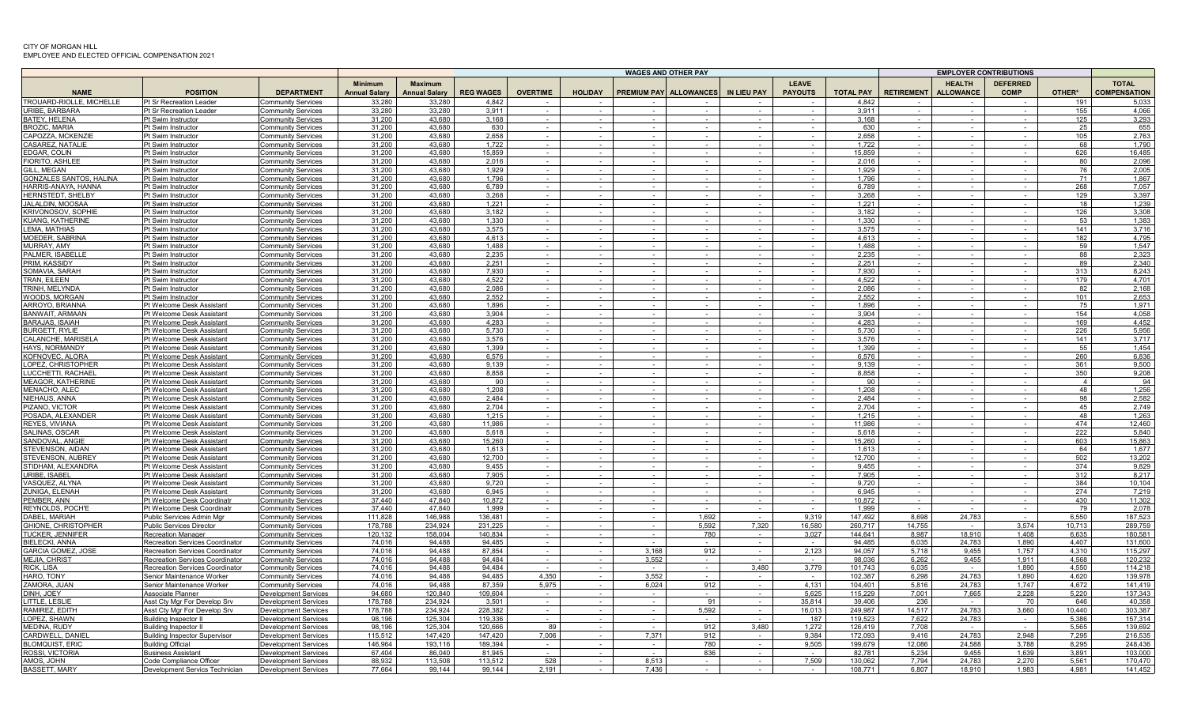CITY OF MORGAN HILL
EMPLOYEE AND ELECTED OFFICIAL COMPENSATION 2021

| | | | WAGES AND OTHER PAY | | | | | | | | | | EMPLOYER CONTRIBUTIONS | | | | |
|---|---|---|---|---|---|---|---|---|---|---|---|---|---|---|---|---|---|
| NAME | POSITION | DEPARTMENT | Minimum Annual Salary | Maximum Annual Salary | REG WAGES | OVERTIME | HOLIDAY | PREMIUM PAY | ALLOWANCES | IN LIEU PAY | LEAVE PAYOUTS | TOTAL PAY | RETIREMENT | HEALTH ALLOWANCE | DEFERRED COMP | OTHER* | TOTAL COMPENSATION |
| TROUARD-RIOLLE, MICHELLE | Pt Sr Recreation Leader | Community Services | 33,280 | 33,280 | 4,842 | - | - | - | - | - | - | 4,842 | - | - | - | 191 | 5,033 |
| URIBE, BARBARA | Pt Sr Recreation Leader | Community Services | 33,280 | 33,280 | 3,911 | - | - | - | - | - | - | 3,911 | - | - | - | 155 | 4,066 |
| BATEY, HELENA | Pt Swim Instructor | Community Services | 31,200 | 43,680 | 3,168 | - | - | - | - | - | - | 3,168 | - | - | - | 125 | 3,293 |
| BROZIC, MARIA | Pt Swim Instructor | Community Services | 31,200 | 43,680 | 630 | - | - | - | - | - | - | 630 | - | - | - | 25 | 655 |
| CAPOZZA, MCKENZIE | Pt Swim Instructor | Community Services | 31,200 | 43,680 | 2,658 | - | - | - | - | - | - | 2,658 | - | - | - | 105 | 2,763 |
| CASAREZ, NATALIE | Pt Swim Instructor | Community Services | 31,200 | 43,680 | 1,722 | - | - | - | - | - | - | 1,722 | - | - | - | 68 | 1,790 |
| EDGAR, COLIN | Pt Swim Instructor | Community Services | 31,200 | 43,680 | 15,859 | - | - | - | - | - | - | 15,859 | - | - | - | 626 | 16,485 |
| FIORITO, ASHLEE | Pt Swim Instructor | Community Services | 31,200 | 43,680 | 2,016 | - | - | - | - | - | - | 2,016 | - | - | - | 80 | 2,096 |
| GILL, MEGAN | Pt Swim Instructor | Community Services | 31,200 | 43,680 | 1,929 | - | - | - | - | - | - | 1,929 | - | - | - | 76 | 2,005 |
| GONZALES SANTOS, HALINA | Pt Swim Instructor | Community Services | 31,200 | 43,680 | 1,796 | - | - | - | - | - | - | 1,796 | - | - | - | 71 | 1,867 |
| HARRIS-ANAYA, HANNA | Pt Swim Instructor | Community Services | 31,200 | 43,680 | 6,789 | - | - | - | - | - | - | 6,789 | - | - | - | 268 | 7,057 |
| HERNSTEDT, SHELBY | Pt Swim Instructor | Community Services | 31,200 | 43,680 | 3,268 | - | - | - | - | - | - | 3,268 | - | - | - | 129 | 3,397 |
| JALALDIN, MOOSAA | Pt Swim Instructor | Community Services | 31,200 | 43,680 | 1,221 | - | - | - | - | - | - | 1,221 | - | - | - | 18 | 1,239 |
| KRIVONOSOV, SOPHIE | Pt Swim Instructor | Community Services | 31,200 | 43,680 | 3,182 | - | - | - | - | - | - | 3,182 | - | - | - | 126 | 3,308 |
| KUANG, KATHERINE | Pt Swim Instructor | Community Services | 31,200 | 43,680 | 1,330 | - | - | - | - | - | - | 1,330 | - | - | - | 53 | 1,383 |
| LEMA, MATHIAS | Pt Swim Instructor | Community Services | 31,200 | 43,680 | 3,575 | - | - | - | - | - | - | 3,575 | - | - | - | 141 | 3,716 |
| MOEDER, SABRINA | Pt Swim Instructor | Community Services | 31,200 | 43,680 | 4,613 | - | - | - | - | - | - | 4,613 | - | - | - | 182 | 4,795 |
| MURRAY, AMY | Pt Swim Instructor | Community Services | 31,200 | 43,680 | 1,488 | - | - | - | - | - | - | 1,488 | - | - | - | 59 | 1,547 |
| PALMER, ISABELLE | Pt Swim Instructor | Community Services | 31,200 | 43,680 | 2,235 | - | - | - | - | - | - | 2,235 | - | - | - | 88 | 2,323 |
| PRIM, KASSIDY | Pt Swim Instructor | Community Services | 31,200 | 43,680 | 2,251 | - | - | - | - | - | - | 2,251 | - | - | - | 89 | 2,340 |
| SOMAVIA, SARAH | Pt Swim Instructor | Community Services | 31,200 | 43,680 | 7,930 | - | - | - | - | - | - | 7,930 | - | - | - | 313 | 8,243 |
| TRAN, EILEEN | Pt Swim Instructor | Community Services | 31,200 | 43,680 | 4,522 | - | - | - | - | - | - | 4,522 | - | - | - | 179 | 4,701 |
| TRINH, MELYNDA | Pt Swim Instructor | Community Services | 31,200 | 43,680 | 2,086 | - | - | - | - | - | - | 2,086 | - | - | - | 82 | 2,168 |
| WOODS, MORGAN | Pt Swim Instructor | Community Services | 31,200 | 43,680 | 2,552 | - | - | - | - | - | - | 2,552 | - | - | - | 101 | 2,653 |
| ARROYO, BRIANNA | Pt Welcome Desk Assistant | Community Services | 31,200 | 43,680 | 1,896 | - | - | - | - | - | - | 1,896 | - | - | - | 75 | 1,971 |
| BANWAIT, ARMAAN | Pt Welcome Desk Assistant | Community Services | 31,200 | 43,680 | 3,904 | - | - | - | - | - | - | 3,904 | - | - | - | 154 | 4,058 |
| BARAJAS, ISAIAH | Pt Welcome Desk Assistant | Community Services | 31,200 | 43,680 | 4,283 | - | - | - | - | - | - | 4,283 | - | - | - | 169 | 4,452 |
| BURGETT, RYLIE | Pt Welcome Desk Assistant | Community Services | 31,200 | 43,680 | 5,730 | - | - | - | - | - | - | 5,730 | - | - | - | 226 | 5,956 |
| CALANCHE, MARISELA | Pt Welcome Desk Assistant | Community Services | 31,200 | 43,680 | 3,576 | - | - | - | - | - | - | 3,576 | - | - | - | 141 | 3,717 |
| HAYS, NORMANDY | Pt Welcome Desk Assistant | Community Services | 31,200 | 43,680 | 1,399 | - | - | - | - | - | - | 1,399 | - | - | - | 55 | 1,454 |
| KOFNOVEC, ALORA | Pt Welcome Desk Assistant | Community Services | 31,200 | 43,680 | 6,576 | - | - | - | - | - | - | 6,576 | - | - | - | 260 | 6,836 |
| LOPEZ, CHRISTOPHER | Pt Welcome Desk Assistant | Community Services | 31,200 | 43,680 | 9,139 | - | - | - | - | - | - | 9,139 | - | - | - | 361 | 9,500 |
| LUCCHETTI, RACHAEL | Pt Welcome Desk Assistant | Community Services | 31,200 | 43,680 | 8,858 | - | - | - | - | - | - | 8,858 | - | - | - | 350 | 9,208 |
| MEAGOR, KATHERINE | Pt Welcome Desk Assistant | Community Services | 31,200 | 43,680 | 90 | - | - | - | - | - | - | 90 | - | - | - | 4 | 94 |
| MENACHO, ALEC | Pt Welcome Desk Assistant | Community Services | 31,200 | 43,680 | 1,208 | - | - | - | - | - | - | 1,208 | - | - | - | 48 | 1,256 |
| NIEHAUS, ANNA | Pt Welcome Desk Assistant | Community Services | 31,200 | 43,680 | 2,484 | - | - | - | - | - | - | 2,484 | - | - | - | 98 | 2,582 |
| PIZANO, VICTOR | Pt Welcome Desk Assistant | Community Services | 31,200 | 43,680 | 2,704 | - | - | - | - | - | - | 2,704 | - | - | - | 45 | 2,749 |
| POSADA, ALEXANDER | Pt Welcome Desk Assistant | Community Services | 31,200 | 43,680 | 1,215 | - | - | - | - | - | - | 1,215 | - | - | - | 48 | 1,263 |
| REYES, VIVIANA | Pt Welcome Desk Assistant | Community Services | 31,200 | 43,680 | 11,986 | - | - | - | - | - | - | 11,986 | - | - | - | 474 | 12,460 |
| SALINAS, OSCAR | Pt Welcome Desk Assistant | Community Services | 31,200 | 43,680 | 5,618 | - | - | - | - | - | - | 5,618 | - | - | - | 222 | 5,840 |
| SANDOVAL, ANGIE | Pt Welcome Desk Assistant | Community Services | 31,200 | 43,680 | 15,260 | - | - | - | - | - | - | 15,260 | - | - | - | 603 | 15,863 |
| STEVENSON, AIDAN | Pt Welcome Desk Assistant | Community Services | 31,200 | 43,680 | 1,613 | - | - | - | - | - | - | 1,613 | - | - | - | 64 | 1,677 |
| STEVENSON, AUBREY | Pt Welcome Desk Assistant | Community Services | 31,200 | 43,680 | 12,700 | - | - | - | - | - | - | 12,700 | - | - | - | 502 | 13,202 |
| STIDHAM, ALEXANDRA | Pt Welcome Desk Assistant | Community Services | 31,200 | 43,680 | 9,455 | - | - | - | - | - | - | 9,455 | - | - | - | 374 | 9,829 |
| URIBE, ISABEL | Pt Welcome Desk Assistant | Community Services | 31,200 | 43,680 | 7,905 | - | - | - | - | - | - | 7,905 | - | - | - | 312 | 8,217 |
| VASQUEZ, ALYNA | Pt Welcome Desk Assistant | Community Services | 31,200 | 43,680 | 9,720 | - | - | - | - | - | - | 9,720 | - | - | - | 384 | 10,104 |
| ZUNIGA, ELENAH | Pt Welcome Desk Assistant | Community Services | 31,200 | 43,680 | 6,945 | - | - | - | - | - | - | 6,945 | - | - | - | 274 | 7,219 |
| PEMBER, ANN | Pt Welcome Desk Coordinatr | Community Services | 37,440 | 47,840 | 10,872 | - | - | - | - | - | - | 10,872 | - | - | - | 430 | 11,302 |
| REYNOLDS, POCH'E | Pt Welcome Desk Coordinatr | Community Services | 37,440 | 47,840 | 1,999 | - | - | - | - | - | - | 1,999 | - | - | - | 79 | 2,078 |
| DABEL, MARIAH | Public Services Admin Mgr | Community Services | 111,828 | 146,988 | 136,481 | - | - | - | 1,692 | - | 9,319 | 147,492 | 8,698 | 24,783 | - | 6,550 | 187,523 |
| GHIONE, CHRISTOPHER | Public Services Director | Community Services | 178,788 | 234,924 | 231,225 | - | - | - | 5,592 | 7,320 | 16,580 | 260,717 | 14,755 | - | 3,574 | 10,713 | 289,759 |
| TUCKER, JENNIFER | Recreation Manager | Community Services | 120,132 | 158,004 | 140,834 | - | - | - | 780 | - | 3,027 | 144,641 | 8,987 | 18,910 | 1,408 | 6,635 | 180,581 |
| BIELECKI, ANNA | Recreation Services Coordinator | Community Services | 74,016 | 94,488 | 94,485 | - | - | - | - | - | - | 94,485 | 6,035 | 24,783 | 1,890 | 4,407 | 131,600 |
| GARCIA GOMEZ, JOSE | Recreation Services Coordinator | Community Services | 74,016 | 94,488 | 87,854 | - | - | 3,168 | 912 | - | 2,123 | 94,057 | 5,718 | 9,455 | 1,757 | 4,310 | 115,297 |
| MEJIA, CHRIST | Recreation Services Coordinator | Community Services | 74,016 | 94,488 | 94,484 | - | - | 3,552 | - | - | - | 98,036 | 6,262 | 9,455 | 1,911 | 4,568 | 120,232 |
| RICK, LISA | Recreation Services Coordinator | Community Services | 74,016 | 94,488 | 94,484 | - | - | - | - | 3,480 | 3,779 | 101,743 | 6,035 | - | 1,890 | 4,550 | 114,218 |
| HARO, TONY | Senior Maintenance Worker | Community Services | 74,016 | 94,488 | 94,485 | 4,350 | - | 3,552 | - | - | - | 102,387 | 6,298 | 24,783 | 1,890 | 4,620 | 139,978 |
| ZAMORA, JUAN | Senior Maintenance Worker | Community Services | 74,016 | 94,488 | 87,359 | 5,975 | - | 6,024 | 912 | - | 4,131 | 104,401 | 5,816 | 24,783 | 1,747 | 4,672 | 141,419 |
| DINH, JOEY | Associate Planner | Development Services | 94,680 | 120,840 | 109,604 | - | - | - | - | - | 5,625 | 115,229 | 7,001 | 7,665 | 2,228 | 5,220 | 137,343 |
| LITTLE, LESLIE | Asst Cty Mgr For Develop Srv | Development Services | 178,788 | 234,924 | 3,501 | - | - | - | 91 | - | 35,814 | 39,406 | 236 | - | 70 | 646 | 40,358 |
| RAMIREZ, EDITH | Asst Cty Mgr For Develop Srv | Development Services | 178,788 | 234,924 | 228,382 | - | - | - | 5,592 | - | 16,013 | 249,987 | 14,517 | 24,783 | 3,660 | 10,440 | 303,387 |
| LOPEZ, SHAWN | Building Inspector II | Development Services | 98,196 | 125,304 | 119,336 | - | - | - | - | - | 187 | 119,523 | 7,622 | 24,783 | - | 5,386 | 157,314 |
| MEDINA, RUDY | Building Inspector II | Development Services | 98,196 | 125,304 | 120,666 | 89 | - | - | 912 | 3,480 | 1,272 | 126,419 | 7,708 | - | - | 5,565 | 139,692 |
| CARDWELL, DANIEL | Building Inspector Supervisor | Development Services | 115,512 | 147,420 | 147,420 | 7,006 | - | 7,371 | 912 | - | 9,384 | 172,093 | 9,416 | 24,783 | 2,948 | 7,295 | 216,535 |
| BLOMQUIST, ERIC | Building Official | Development Services | 146,964 | 193,116 | 189,394 | - | - | - | 780 | - | 9,505 | 199,679 | 12,086 | 24,588 | 3,788 | 8,295 | 248,436 |
| ROSSI, VICTORIA | Business Assistant | Development Services | 67,404 | 86,040 | 81,945 | - | - | - | 836 | - | - | 82,781 | 5,234 | 9,455 | 1,639 | 3,891 | 103,000 |
| AMOS, JOHN | Code Compliance Officer | Development Services | 88,932 | 113,508 | 113,512 | 528 | - | 8,513 | - | - | 7,509 | 130,062 | 7,794 | 24,783 | 2,270 | 5,561 | 170,470 |
| BASSETT, MARY | Development Servics Technician | Development Services | 77,664 | 99,144 | 99,144 | 2,191 | - | 7,436 | - | - | - | 108,771 | 6,807 | 18,910 | 1,983 | 4,981 | 141,452 |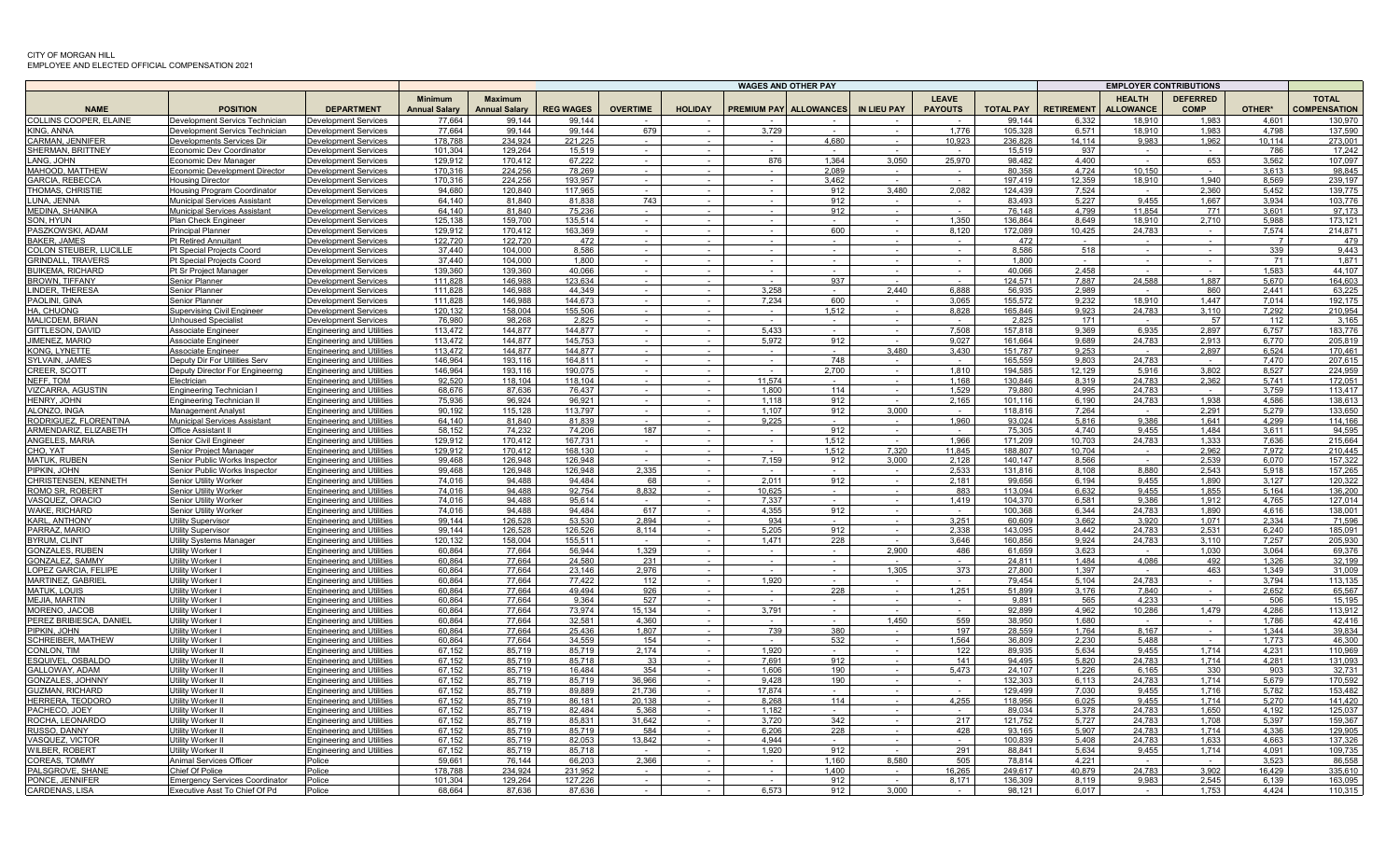CITY OF MORGAN HILL
EMPLOYEE AND ELECTED OFFICIAL COMPENSATION 2021

| | | | WAGES AND OTHER PAY | | | | | | | | | | | EMPLOYER CONTRIBUTIONS | | | | |
|---|---|---|---|---|---|---|---|---|---|---|---|---|---|---|---|---|---|---|
| NAME | POSITION | DEPARTMENT | Minimum Annual Salary | Maximum Annual Salary | REG WAGES | OVERTIME | HOLIDAY | PREMIUM PAY | ALLOWANCES | IN LIEU PAY | LEAVE PAYOUTS | TOTAL PAY | RETIREMENT | HEALTH ALLOWANCE | DEFERRED COMP | OTHER* | TOTAL COMPENSATION |
| COLLINS COOPER, ELAINE | Development Servics Technician | Development Services | 77,664 | 99,144 | 99,144 | - | - | - | - | - | - | 99,144 | 6,332 | 18,910 | 1,983 | 4,601 | 130,970 |
| KING, ANNA | Development Servics Technician | Development Services | 77,664 | 99,144 | 99,144 | 679 | - | 3,729 | - | - | 1,776 | 105,328 | 6,571 | 18,910 | 1,983 | 4,798 | 137,590 |
| CARMAN, JENNIFER | Developments Services Dir | Development Services | 178,788 | 234,924 | 221,225 | - | - | - | 4,680 | - | 10,923 | 236,828 | 14,114 | 9,983 | 1,962 | 10,114 | 273,001 |
| SHERMAN, BRITTNEY | Economic Dev Coordinator | Development Services | 101,304 | 129,264 | 15,519 | - | - | - | - | - | - | 15,519 | 937 | - | - | 786 | 17,242 |
| LANG, JOHN | Economic Dev Manager | Development Services | 129,912 | 170,412 | 67,222 | - | - | 876 | 1,364 | 3,050 | 25,970 | 98,482 | 4,400 | - | 653 | 3,562 | 107,097 |
| MAHOOD, MATTHEW | Economic Development Director | Development Services | 170,316 | 224,256 | 78,269 | - | - | - | 2,089 | - | - | 80,358 | 4,724 | 10,150 | - | 3,613 | 98,845 |
| GARCIA, REBECCA | Housing Director | Development Services | 170,316 | 224,256 | 193,957 | - | - | - | 3,462 | - | - | 197,419 | 12,359 | 18,910 | 1,940 | 8,569 | 239,197 |
| THOMAS, CHRISTIE | Housing Program Coordinator | Development Services | 94,680 | 120,840 | 117,965 | - | - | - | 912 | 3,480 | 2,082 | 124,439 | 7,524 | - | 2,360 | 5,452 | 139,775 |
| LUNA, JENNA | Municipal Services Assistant | Development Services | 64,140 | 81,840 | 81,838 | 743 | - | - | 912 | - | - | 83,493 | 5,227 | 9,455 | 1,667 | 3,934 | 103,776 |
| MEDINA, SHANIKA | Municipal Services Assistant | Development Services | 64,140 | 81,840 | 75,236 | - | - | - | 912 | - | - | 76,148 | 4,799 | 11,854 | 771 | 3,601 | 97,173 |
| SON, HYUN | Plan Check Engineer | Development Services | 125,138 | 159,700 | 135,514 | - | - | - | - | - | 1,350 | 136,864 | 8,649 | 18,910 | 2,710 | 5,988 | 173,121 |
| PASZKOWSKI, ADAM | Principal Planner | Development Services | 129,912 | 170,412 | 163,369 | - | - | - | 600 | - | 8,120 | 172,089 | 10,425 | 24,783 | - | 7,574 | 214,871 |
| BAKER, JAMES | Pt Retired Annuitant | Development Services | 122,720 | 122,720 | 472 | - | - | - | - | - | - | 472 | - | - | - | 7 | 479 |
| COLON STEUBER, LUCILLE | Pt Special Projects Coord | Development Services | 37,440 | 104,000 | 8,586 | - | - | - | - | - | - | 8,586 | 518 | - | - | 339 | 9,443 |
| GRINDALL, TRAVERS | Pt Special Projects Coord | Development Services | 37,440 | 104,000 | 1,800 | - | - | - | - | - | - | 1,800 | - | - | - | 71 | 1,871 |
| BUIKEMA, RICHARD | Pt Sr Project Manager | Development Services | 139,360 | 139,360 | 40,066 | - | - | - | - | - | - | 40,066 | 2,458 | - | - | 1,583 | 44,107 |
| BROWN, TIFFANY | Senior Planner | Development Services | 111,828 | 146,988 | 123,634 | - | - | - | 937 | - | - | 124,571 | 7,887 | 24,588 | 1,887 | 5,670 | 164,603 |
| LINDER, THERESA | Senior Planner | Development Services | 111,828 | 146,988 | 44,349 | - | - | 3,258 | - | 2,440 | 6,888 | 56,935 | 2,989 | - | 860 | 2,441 | 63,225 |
| PAOLINI, GINA | Senior Planner | Development Services | 111,828 | 146,988 | 144,673 | - | - | 7,234 | 600 | - | 3,065 | 155,572 | 9,232 | 18,910 | 1,447 | 7,014 | 192,175 |
| HA, CHUONG | Supervising Civil Engineer | Development Services | 120,132 | 158,004 | 155,506 | - | - | - | 1,512 | - | 8,828 | 165,846 | 9,923 | 24,783 | 3,110 | 7,292 | 210,954 |
| MALICDEM, BRIAN | Unhoused Specialist | Development Services | 76,980 | 98,268 | 2,825 | - | - | - | - | - | - | 2,825 | 171 | - | 57 | 112 | 3,165 |
| GITTLESON, DAVID | Associate Engineer | Engineering and Utilities | 113,472 | 144,877 | 144,877 | - | - | 5,433 | - | - | 7,508 | 157,818 | 9,369 | 6,935 | 2,897 | 6,757 | 183,776 |
| JIMENEZ, MARIO | Associate Engineer | Engineering and Utilities | 113,472 | 144,877 | 145,753 | - | - | 5,972 | 912 | - | 9,027 | 161,664 | 9,689 | 24,783 | 2,913 | 6,770 | 205,819 |
| KONG, LYNETTE | Associate Engineer | Engineering and Utilities | 113,472 | 144,877 | 144,877 | - | - | - | - | 3,480 | 3,430 | 151,787 | 9,253 | - | 2,897 | 6,524 | 170,461 |
| SYLVAIN, JAMES | Deputy Dir For Utilities Serv | Engineering and Utilities | 146,964 | 193,116 | 164,811 | - | - | - | 748 | - | - | 165,559 | 9,803 | 24,783 | - | 7,470 | 207,615 |
| CREER, SCOTT | Deputy Director For Engineerng | Engineering and Utilities | 146,964 | 193,116 | 190,075 | - | - | - | 2,700 | - | 1,810 | 194,585 | 12,129 | 5,916 | 3,802 | 8,527 | 224,959 |
| NEFF, TOM | Electrician | Engineering and Utilities | 92,520 | 118,104 | 118,104 | - | - | 11,574 | - | - | 1,168 | 130,846 | 8,319 | 24,783 | 2,362 | 5,741 | 172,051 |
| VIZCARRA, AGUSTIN | Engineering Technician I | Engineering and Utilities | 68,676 | 87,636 | 76,437 | - | - | 1,800 | 114 | - | 1,529 | 79,880 | 4,995 | 24,783 | - | 3,759 | 113,417 |
| HENRY, JOHN | Engineering Technician II | Engineering and Utilities | 75,936 | 96,924 | 96,921 | - | - | 1,118 | 912 | - | 2,165 | 101,116 | 6,190 | 24,783 | 1,938 | 4,586 | 138,613 |
| ALONZO, INGA | Management Analyst | Engineering and Utilities | 90,192 | 115,128 | 113,797 | - | - | 1,107 | 912 | 3,000 | - | 118,816 | 7,264 | - | 2,291 | 5,279 | 133,650 |
| RODRIGUEZ, FLORENTINA | Municipal Services Assistant | Engineering and Utilities | 64,140 | 81,840 | 81,839 | - | - | 9,225 | - | - | 1,960 | 93,024 | 5,816 | 9,386 | 1,641 | 4,299 | 114,166 |
| ARMENDARIZ, ELIZABETH | Office Assistant II | Engineering and Utilities | 58,152 | 74,232 | 74,206 | 187 | - | - | 912 | - | - | 75,305 | 4,740 | 9,455 | 1,484 | 3,611 | 94,595 |
| ANGELES, MARIA | Senior Civil Engineer | Engineering and Utilities | 129,912 | 170,412 | 167,731 | - | - | - | 1,512 | - | 1,966 | 171,209 | 10,703 | 24,783 | 1,333 | 7,636 | 215,664 |
| CHO, YAT | Senior Project Manager | Engineering and Utilities | 129,912 | 170,412 | 168,130 | - | - | - | 1,512 | 7,320 | 11,845 | 188,807 | 10,704 | - | 2,962 | 7,972 | 210,445 |
| MATUK, RUBEN | Senior Public Works Inspector | Engineering and Utilities | 99,468 | 126,948 | 126,948 | - | - | 7,159 | 912 | 3,000 | 2,128 | 140,147 | 8,566 | - | 2,539 | 6,070 | 157,322 |
| PIPKIN, JOHN | Senior Public Works Inspector | Engineering and Utilities | 99,468 | 126,948 | 126,948 | 2,335 | - | - | - | - | 2,533 | 131,816 | 8,108 | 8,880 | 2,543 | 5,918 | 157,265 |
| CHRISTENSEN, KENNETH | Senior Utility Worker | Engineering and Utilities | 74,016 | 94,488 | 94,484 | 68 | - | 2,011 | 912 | - | 2,181 | 99,656 | 6,194 | 9,455 | 1,890 | 3,127 | 120,322 |
| ROMO SR, ROBERT | Senior Utility Worker | Engineering and Utilities | 74,016 | 94,488 | 92,754 | 8,832 | - | 10,625 | - | - | 883 | 113,094 | 6,632 | 9,455 | 1,855 | 5,164 | 136,200 |
| VASQUEZ, ORACIO | Senior Utility Worker | Engineering and Utilities | 74,016 | 94,488 | 95,614 | - | - | 7,337 | - | - | 1,419 | 104,370 | 6,581 | 9,386 | 1,912 | 4,765 | 127,014 |
| WAKE, RICHARD | Senior Utility Worker | Engineering and Utilities | 74,016 | 94,488 | 94,484 | 617 | - | 4,355 | 912 | - | - | 100,368 | 6,344 | 24,783 | 1,890 | 4,616 | 138,001 |
| KARL, ANTHONY | Utility Supervisor | Engineering and Utilities | 99,144 | 126,528 | 53,530 | 2,894 | - | 934 | - | - | 3,251 | 60,609 | 3,662 | 3,920 | 1,071 | 2,334 | 71,596 |
| PARRAZ, MARIO | Utility Supervisor | Engineering and Utilities | 99,144 | 126,528 | 126,526 | 8,114 | - | 5,205 | 912 | - | 2,338 | 143,095 | 8,442 | 24,783 | 2,531 | 6,240 | 185,091 |
| BYRUM, CLINT | Utility Systems Manager | Engineering and Utilities | 120,132 | 158,004 | 155,511 | - | - | 1,471 | 228 | - | 3,646 | 160,856 | 9,924 | 24,783 | 3,110 | 7,257 | 205,930 |
| GONZALES, RUBEN | Utility Worker I | Engineering and Utilities | 60,864 | 77,664 | 56,944 | 1,329 | - | - | - | 2,900 | 486 | 61,659 | 3,623 | - | 1,030 | 3,064 | 69,376 |
| GONZALEZ, SAMMY | Utility Worker I | Engineering and Utilities | 60,864 | 77,664 | 24,580 | 231 | - | - | - | - | - | 24,811 | 1,484 | 4,086 | 492 | 1,326 | 32,199 |
| LOPEZ GARCIA, FELIPE | Utility Worker I | Engineering and Utilities | 60,864 | 77,664 | 23,146 | 2,976 | - | - | - | 1,305 | 373 | 27,800 | 1,397 | - | 463 | 1,349 | 31,009 |
| MARTINEZ, GABRIEL | Utility Worker I | Engineering and Utilities | 60,864 | 77,664 | 77,422 | 112 | - | 1,920 | - | - | - | 79,454 | 5,104 | 24,783 | - | 3,794 | 113,135 |
| MATUK, LOUIS | Utility Worker I | Engineering and Utilities | 60,864 | 77,664 | 49,494 | 926 | - | - | 228 | - | 1,251 | 51,899 | 3,176 | 7,840 | - | 2,652 | 65,567 |
| MEJIA, MARTIN | Utility Worker I | Engineering and Utilities | 60,864 | 77,664 | 9,364 | 527 | - | - | - | - | - | 9,891 | 565 | 4,233 | - | 506 | 15,195 |
| MORENO, JACOB | Utility Worker I | Engineering and Utilities | 60,864 | 77,664 | 73,974 | 15,134 | - | 3,791 | - | - | - | 92,899 | 4,962 | 10,286 | 1,479 | 4,286 | 113,912 |
| PEREZ BRIBIESCA, DANIEL | Utility Worker I | Engineering and Utilities | 60,864 | 77,664 | 32,581 | 4,360 | - | - | - | 1,450 | 559 | 38,950 | 1,680 | - | - | 1,786 | 42,416 |
| PIPKIN, JOHN | Utility Worker I | Engineering and Utilities | 60,864 | 77,664 | 25,436 | 1,807 | - | 739 | 380 | - | 197 | 28,559 | 1,764 | 8,167 | - | 1,344 | 39,834 |
| SCHREIBER, MATHEW | Utility Worker I | Engineering and Utilities | 60,864 | 77,664 | 34,559 | 154 | - | - | 532 | - | 1,564 | 36,809 | 2,230 | 5,488 | - | 1,773 | 46,300 |
| CONLON, TIM | Utility Worker II | Engineering and Utilities | 67,152 | 85,719 | 85,719 | 2,174 | - | 1,920 | - | - | 122 | 89,935 | 5,634 | 9,455 | 1,714 | 4,231 | 110,969 |
| ESQUIVEL, OSBALDO | Utility Worker II | Engineering and Utilities | 67,152 | 85,719 | 85,718 | 33 | - | 7,691 | 912 | - | 141 | 94,495 | 5,820 | 24,783 | 1,714 | 4,281 | 131,093 |
| GALLOWAY, ADAM | Utility Worker II | Engineering and Utilities | 67,152 | 85,719 | 16,484 | 354 | - | 1,606 | 190 | - | 5,473 | 24,107 | 1,226 | 6,165 | 330 | 903 | 32,731 |
| GONZALES, JOHNNY | Utility Worker II | Engineering and Utilities | 67,152 | 85,719 | 85,719 | 36,966 | - | 9,428 | 190 | - | - | 132,303 | 6,113 | 24,783 | 1,714 | 5,679 | 170,592 |
| GUZMAN, RICHARD | Utility Worker II | Engineering and Utilities | 67,152 | 85,719 | 89,889 | 21,736 | - | 17,874 | - | - | - | 129,499 | 7,030 | 9,455 | 1,716 | 5,782 | 153,482 |
| HERRERA, TEODORO | Utility Worker II | Engineering and Utilities | 67,152 | 85,719 | 86,181 | 20,138 | - | 8,268 | 114 | - | 4,255 | 118,956 | 6,025 | 9,455 | 1,714 | 5,270 | 141,420 |
| PACHECO, JOEY | Utility Worker II | Engineering and Utilities | 67,152 | 85,719 | 82,484 | 5,368 | - | 1,182 | - | - | - | 89,034 | 5,378 | 24,783 | 1,650 | 4,192 | 125,037 |
| ROCHA, LEONARDO | Utility Worker II | Engineering and Utilities | 67,152 | 85,719 | 85,831 | 31,642 | - | 3,720 | 342 | - | 217 | 121,752 | 5,727 | 24,783 | 1,708 | 5,397 | 159,367 |
| RUSSO, DANNY | Utility Worker II | Engineering and Utilities | 67,152 | 85,719 | 85,719 | 584 | - | 6,206 | 228 | - | 428 | 93,165 | 5,907 | 24,783 | 1,714 | 4,336 | 129,905 |
| VASQUEZ, VICTOR | Utility Worker II | Engineering and Utilities | 67,152 | 85,719 | 82,053 | 13,842 | - | 4,944 | - | - | - | 100,839 | 5,408 | 24,783 | 1,633 | 4,663 | 137,326 |
| WILBER, ROBERT | Utility Worker II | Engineering and Utilities | 67,152 | 85,719 | 85,718 | - | - | 1,920 | 912 | - | 291 | 88,841 | 5,634 | 9,455 | 1,714 | 4,091 | 109,735 |
| COREAS, TOMMY | Animal Services Officer | Police | 59,661 | 76,144 | 66,203 | 2,366 | - | - | 1,160 | 8,580 | 505 | 78,814 | 4,221 | - | - | 3,523 | 86,558 |
| PALSGROVE, SHANE | Chief Of Police | Police | 178,788 | 234,924 | 231,952 | - | - | - | 1,400 | - | 16,265 | 249,617 | 40,879 | 24,783 | 3,902 | 16,429 | 335,610 |
| PONCE, JENNIFER | Emergency Services Coordinator | Police | 101,304 | 129,264 | 127,226 | - | - | - | 912 | - | 8,171 | 136,309 | 8,119 | 9,983 | 2,545 | 6,139 | 163,095 |
| CARDENAS, LISA | Executive Asst To Chief Of Pd | Police | 68,664 | 87,636 | 87,636 | - | - | 6,573 | 912 | 3,000 | - | 98,121 | 6,017 | - | 1,753 | 4,424 | 110,315 |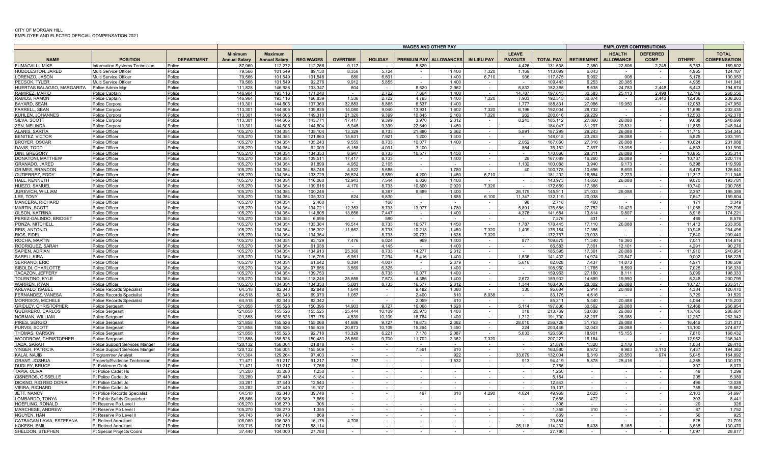CITY OF MORGAN HILL
EMPLOYEE AND ELECTED OFFICIAL COMPENSATION 2021

| | | | | | WAGES AND OTHER PAY | | | | | | | | EMPLOYER CONTRIBUTIONS | | | | |
|---|---|---|---|---|---|---|---|---|---|---|---|---|---|---|---|---|---|
| NAME | POSITION | DEPARTMENT | Minimum Annual Salary | Maximum Annual Salary | REG WAGES | OVERTIME | HOLIDAY | PREMIUM PAY | ALLOWANCES | IN LIEU PAY | LEAVE PAYOUTS | TOTAL PAY | RETIREMENT | HEALTH ALLOWANCE | DEFERRED COMP | OTHER* | TOTAL COMPENSATION |
| FUMAGALLI, MIKE | Information Systems Technician | Police | 87,960 | 112,272 | 112,266 | 9,117 | - | 5,829 | - | - | 4,426 | 131,638 | 7,350 | 22,806 | 2,245 | 5,763 | 169,802 |
| HUDDLESTON, JARED | Multi Service Officer | Police | 79,566 | 101,549 | 89,130 | 8,356 | 5,724 | - | 1,400 | 7,320 | 1,169 | 113,099 | 6,043 | - | - | 4,965 | 124,107 |
| LORENZO, JASON | Multi Service Officer | Police | 79,566 | 101,549 | 101,548 | 680 | 6,601 | - | 1,400 | 6,710 | 936 | 117,875 | 6,992 | 908 | - | 5,178 | 130,953 |
| PECSOK, TYLER | Multi Service Officer | Police | 79,566 | 101,549 | 92,276 | 9,912 | 5,855 | - | 1,400 | - | - | 109,443 | 6,253 | 20,385 | - | 4,965 | 141,046 |
| HUERTAS BALAGSO, MARGARITA | Police Admin Mgr | Police | 111,828 | 146,988 | 133,347 | 604 | - | 8,620 | 2,962 | - | 6,832 | 152,365 | 8,635 | 24,783 | 2,448 | 6,443 | 194,674 |
| RAMIREZ, MARIO | Police Captain | Police | 146,964 | 193,116 | 171,040 | - | 2,722 | 7,664 | 1,400 | - | 14,787 | 197,613 | 30,583 | 25,113 | 2,498 | 12,749 | 268,556 |
| RAMOS, RAMON | Police Captain | Police | 146,964 | 193,116 | 166,839 | 1,536 | 2,722 | 4,793 | 1,400 | 7,320 | 7,903 | 192,513 | 30,874 | - | 2,440 | 12,436 | 238,263 |
| BAYARD, SEAN | Police Corporal | Police | 113,301 | 144,605 | 137,369 | 32,883 | 8,865 | 6,537 | 1,400 | - | 1,777 | 188,831 | 27,086 | 19,950 | - | 12,083 | 247,950 |
| FARRELL, SEAN | Police Corporal | Police | 113,301 | 144,605 | 139,835 | 14,080 | 9,040 | 13,931 | 1,602 | 7,320 | 6,196 | 192,004 | 28,732 | - | - | 11,699 | 232,435 |
| KUHLEN, JOHANNES | Police Corporal | Police | 113,301 | 144,605 | 149,310 | 21,320 | 9,399 | 10,845 | 2,160 | 7,320 | 262 | 200,616 | 29,229 | - | - | 12,533 | 242,378 |
| SILVA, SCOTT | Police Corporal | Police | 113,301 | 144,605 | 143,771 | 17,417 | 9,399 | 3,970 | 2,312 | - | 8,243 | 185,112 | 27,860 | 26,088 | - | 9,638 | 248,698 |
| ZEN, MELINDA | Police Corporal | Police | 113,301 | 144,605 | 144,604 | 5,945 | 9,399 | 22,649 | 1,450 | - | - | 184,047 | 31,297 | 20,831 | - | 11,869 | 248,044 |
| ALANIS, SARITA | Police Officer | Police | 105,270 | 134,354 | 135,104 | 13,329 | 8,733 | 21,880 | 2,362 | - | 5,891 | 187,299 | 29,243 | 26,088 | - | 11,715 | 254,345 |
| BENITEZ, VICTOR | Police Officer | Police | 105,270 | 134,354 | 121,863 | 15,631 | 7,921 | 1,200 | 1,400 | - | - | 148,015 | 23,263 | 26,088 | - | 5,825 | 203,191 |
| BROYER, OSCAR | Police Officer | Police | 105,270 | 134,354 | 135,243 | 9,555 | 8,733 | 10,077 | 1,400 | - | 2,052 | 167,060 | 27,316 | 26,088 | - | 10,624 | 231,088 |
| DAVIS, TODD | Police Officer | Police | 105,270 | 134,354 | 62,009 | 6,158 | 4,031 | 3,100 | - | - | 864 | 76,162 | 7,897 | 13,098 | - | 4,833 | 101,990 |
| DINI, GREGORY | Police Officer | Police | 105,270 | 134,354 | 134,353 | 8,947 | 8,733 | 16,577 | 1,450 | - | - | 170,060 | 28,311 | 26,088 | - | 10,855 | 235,314 |
| DONATONI, MATTHEW | Police Officer | Police | 105,270 | 134,354 | 139,511 | 17,417 | 8,733 | - | 1,400 | - | 28 | 167,089 | 16,260 | 26,088 | - | 10,737 | 220,174 |
| GRANADO, JARED | Police Officer | Police | 105,270 | 134,354 | 91,899 | 4,952 | 2,105 | - | - | - | 1,132 | 100,088 | 3,940 | 9,173 | - | 6,398 | 119,599 |
| GRIMES, BRANDON | Police Officer | Police | 105,270 | 134,354 | 88,748 | 4,522 | 5,685 | - | 1,780 | - | 40 | 100,775 | 10,696 | 8,693 | - | 6,476 | 126,640 |
| GUTIERREZ, EDDY | Police Officer | Police | 105,270 | 134,354 | 133,729 | 26,524 | 8,589 | 4,200 | 1,450 | 6,710 | - | 181,202 | 16,554 | 2,273 | - | 11,317 | 211,346 |
| HALL, KENNETH | Police Officer | Police | 105,270 | 134,354 | 116,060 | 12,943 | 7,544 | 6,026 | 1,400 | - | - | 143,973 | 14,650 | 26,088 | - | 9,070 | 193,781 |
| HUEZO, SAMUEL | Police Officer | Police | 105,270 | 134,354 | 139,616 | 4,170 | 8,733 | 10,800 | 2,020 | 7,320 | - | 172,659 | 17,366 | - | - | 10,740 | 200,765 |
| JUREVICH, WILLIAM | Police Officer | Police | 105,270 | 134,354 | 100,246 | - | 8,397 | 9,689 | 1,400 | - | 26,179 | 145,911 | 21,033 | 26,088 | - | 2,357 | 195,389 |
| LEE, TONY | Police Officer | Police | 105,270 | 134,354 | 105,333 | 624 | 6,830 | - | 1,885 | 6,100 | 11,347 | 132,119 | 20,038 | - | - | 7,647 | 159,804 |
| MANCERA, RICHARD | Police Officer | Police | 105,270 | 134,354 | 2,460 | - | 160 | - | - | - | 98 | 2,718 | 460 | - | - | 171 | 3,349 |
| MARTIN, SCOTT | Police Officer | Police | 105,270 | 134,354 | 134,721 | 12,353 | 8,733 | 13,077 | 1,780 | - | 5,891 | 176,555 | 27,752 | 10,423 | - | 11,068 | 225,798 |
| OLSON, KATRINA | Police Officer | Police | 105,270 | 134,354 | 114,805 | 13,656 | 7,447 | - | 1,400 | - | 4,376 | 141,684 | 13,814 | 9,807 | - | 8,916 | 174,221 |
| PEREZ-GALINDO, BRIDGET | Police Officer | Police | 105,270 | 134,354 | 6,696 | - | 580 | - | - | - | - | 7,276 | 831 | - | - | 469 | 8,576 |
| PONZA, MITCHELL | Police Officer | Police | 105,270 | 134,354 | 133,384 | 16,514 | 8,733 | 16,577 | 1,450 | - | 1,787 | 178,445 | 17,110 | 26,088 | - | 11,413 | 233,056 |
| REIS, ANTONIO | Police Officer | Police | 105,270 | 134,354 | 135,392 | 11,662 | 8,733 | 10,218 | 1,450 | 7,320 | 1,409 | 176,184 | 17,366 | - | - | 10,946 | 204,496 |
| RIOS, FIDEL | Police Officer | Police | 105,270 | 134,354 | 134,354 | - | 8,733 | 20,732 | 1,628 | 7,320 | - | 172,767 | 29,033 | - | - | 7,640 | 209,440 |
| ROCHA, MARTIN | Police Officer | Police | 105,270 | 134,354 | 93,129 | 7,476 | 6,024 | 969 | 1,400 | - | 877 | 109,875 | 11,340 | 16,360 | - | 7,041 | 144,616 |
| RODRIQUEZ, SARAH | Police Officer | Police | 105,270 | 134,354 | 61,038 | - | 4,145 | - | 1,400 | - | - | 66,583 | 7,301 | 12,101 | - | 4,291 | 90,276 |
| SAPIEN, ADRIAN | Police Officer | Police | 105,270 | 134,354 | 134,913 | 25,360 | 8,733 | 14,277 | 2,312 | - | - | 185,595 | 17,361 | 26,088 | - | 11,910 | 240,954 |
| SARELI, KIRA | Police Officer | Police | 105,270 | 134,354 | 116,795 | 5,961 | 7,294 | 8,416 | 1,400 | - | 1,536 | 141,402 | 14,974 | 20,847 | - | 9,002 | 186,225 |
| SERRANO, ERIC | Police Officer | Police | 105,270 | 134,354 | 61,642 | 8,384 | 4,007 | - | 2,379 | - | 5,616 | 82,028 | 7,437 | 14,073 | - | 4,971 | 108,509 |
| SIBOLDI, CHARLOTTE | Police Officer | Police | 105,270 | 134,354 | 97,656 | 3,569 | 6,325 | - | 1,400 | - | - | 108,950 | 11,765 | 8,599 | - | 7,025 | 136,339 |
| TACAZON, JEFFERY | Police Officer | Police | 105,270 | 134,354 | 139,753 | - | 8,733 | 10,077 | 1,400 | - | - | 159,963 | 27,160 | 8,111 | - | 3,099 | 198,333 |
| TOLENTINO, KYLE | Police Officer | Police | 105,270 | 134,354 | 118,246 | 25,655 | 7,573 | 4,386 | 1,400 | - | 2,672 | 159,932 | 14,669 | 19,950 | - | 6,248 | 200,799 |
| WARREN, RYAN | Police Officer | Police | 105,270 | 134,354 | 134,353 | 5,081 | 8,733 | 16,577 | 2,312 | - | 1,344 | 168,400 | 28,302 | 26,088 | - | 10,727 | 233,517 |
| AREVALO, ISABEL | Police Records Specialist | Police | 64,518 | 82,343 | 82,848 | 1,644 | - | 9,482 | 1,380 | - | 330 | 95,684 | 5,914 | 20,488 | - | 4,384 | 126,470 |
| FERNANDEZ, VANESA | Police Records Specialist | Police | 64,518 | 82,343 | 69,970 | 1,057 | - | 2,400 | 810 | 8,938 | - | 83,175 | 4,616 | - | - | 3,729 | 91,520 |
| MORRISON, MICHELE | Police Records Specialist | Police | 64,518 | 82,343 | 82,342 | - | - | 2,059 | 810 | - | - | 85,211 | 5,440 | 20,488 | - | 4,064 | 115,203 |
| GRIDLEY, CHRISTOPHER | Police Sergeant | Police | 121,858 | 155,526 | 150,396 | 14,903 | 9,727 | 16,068 | 1,628 | - | 5,114 | 197,836 | 30,562 | 26,088 | - | 12,468 | 266,954 |
| GUERRERO, CARLOS | Police Sergeant | Police | 121,858 | 155,526 | 155,525 | 25,444 | 10,109 | 20,973 | 1,400 | - | 318 | 213,769 | 33,038 | 26,088 | - | 13,766 | 286,661 |
| NORMAN, WILLIAM | Police Sergeant | Police | 121,858 | 155,526 | 157,176 | 4,539 | 10,109 | 16,764 | 1,400 | - | 1,712 | 191,700 | 32,297 | 26,088 | - | 12,257 | 262,342 |
| PIRES, SERGIO | Police Sergeant | Police | 121,858 | 155,526 | 155,068 | 41,686 | 9,727 | 19,873 | 2,362 | - | 28,010 | 256,726 | 31,753 | 26,088 | - | 16,446 | 331,013 |
| PURVIS, SCOTT | Police Sergeant | Police | 121,858 | 155,526 | 155,526 | 20,873 | 10,109 | 15,264 | 1,450 | - | 224 | 203,446 | 32,043 | 26,088 | - | 13,100 | 274,677 |
| THOMAS, CARSON | Police Sergeant | Police | 121,858 | 155,526 | 92,718 | 13,329 | 6,221 | 7,178 | 2,087 | - | 5,033 | 126,566 | 18,901 | 15,155 | - | 7,810 | 168,432 |
| WOODROW, CHRISTOPHER | Police Sergeant | Police | 121,858 | 155,526 | 150,483 | 25,660 | 9,700 | 11,702 | 2,362 | 7,320 | - | 207,227 | 16,164 | - | - | 12,952 | 236,343 |
| TADA, SARAH | Police Support Services Manger | Police | 120,132 | 158,004 | 21,878 | - | - | - | - | - | - | 21,878 | 1,320 | 2,178 | - | 1,034 | 26,410 |
| YINGER, PATRICIA | Police Support Services Manger | Police | 120,132 | 158,004 | 155,509 | - | - | 7,561 | 810 | - | - | 163,880 | 9,972 | 9,983 | 3,110 | 7,437 | 194,382 |
| KALAI, NAJIB | Programmer Analyst | Police | 101,304 | 129,264 | 97,403 | - | - | - | 922 | - | 33,679 | 132,004 | 6,319 | 20,550 | 974 | 5,045 | 164,892 |
| GRANT, JOSHUA | Property/Evidence Technician | Police | 71,471 | 91,217 | 91,217 | 757 | - | - | 1,532 | - | 913 | 94,419 | 5,875 | 25,416 | - | 4,365 | 130,075 |
| DUDLEY, BRUCE | Pt Evidence Clerk | Police | 71,471 | 91,217 | 7,766 | - | - | - | - | - | - | 7,766 | - | - | - | 307 | 8,073 |
| TAPIA, OLIVA | Pt Police Cadet Hs | Police | 31,200 | 33,280 | 1,250 | - | - | - | - | - | - | 1,250 | - | - | - | 49 | 1,299 |
| CISNEROS, GISSELLE | Pt Police Cadet Jc | Police | 33,280 | 37,440 | 5,184 | - | - | - | - | - | - | 5,184 | - | - | - | 205 | 5,389 |
| DIOKNO, RIO RED DORIA | Pt Police Cadet Jc | Police | 33,281 | 37,440 | 12,543 | - | - | - | - | - | - | 12,543 | - | - | - | 496 | 13,039 |
| VIEIRA, RICHARD | Pt Police Cadet Jc | Police | 33,282 | 37,440 | 19,107 | - | - | - | - | - | - | 19,107 | - | - | - | 755 | 19,862 |
| JETT, NANCY | Pt Police Records Specialist | Police | 64,518 | 82,343 | 39,748 | - | - | 497 | 810 | 4,290 | 4,624 | 49,969 | 2,625 | - | - | 2,103 | 54,697 |
| LOMBARDO, TONYA | Pt Public Safety Dispatcher | Police | 85,866 | 109,589 | 7,666 | - | - | - | - | - | - | 7,666 | 472 | - | - | 303 | 8,441 |
| HOEFLING, RONALD | Pt Reserve Po Level I | Police | 105,270 | 134,354 | 306 | - | - | - | - | - | - | 306 | - | - | - | 20 | 326 |
| MARCHESE, ANDREW | Pt Reserve Po Level I | Police | 105,270 | 105,270 | 1,355 | - | - | - | - | - | - | 1,355 | 310 | - | - | 87 | 1,752 |
| NGUYEN, HAN | Pt Reserve Po Level II | Police | 94,743 | 94,743 | 869 | - | - | - | - | - | - | 869 | - | - | - | 56 | 925 |
| CATBAGAN LAVIA, ESTEFANA | Pt Retired Annuitant | Police | 106,080 | 106,080 | 16,176 | 4,708 | - | - | - | - | - | 20,884 | - | - | - | 825 | 21,709 |
| KOKESH, EMIL | Pt Retired Annuitant | Police | 190,715 | 190,715 | 88,114 | - | - | - | - | - | 26,118 | 114,232 | 6,438 | 6,165 | - | 3,635 | 130,470 |
| SHELDON, STEPHEN | Pt Special Projects Coord | Police | 37,440 | 104,000 | 27,780 | - | - | - | - | - | - | 27,780 | - | - | - | 1,097 | 28,877 |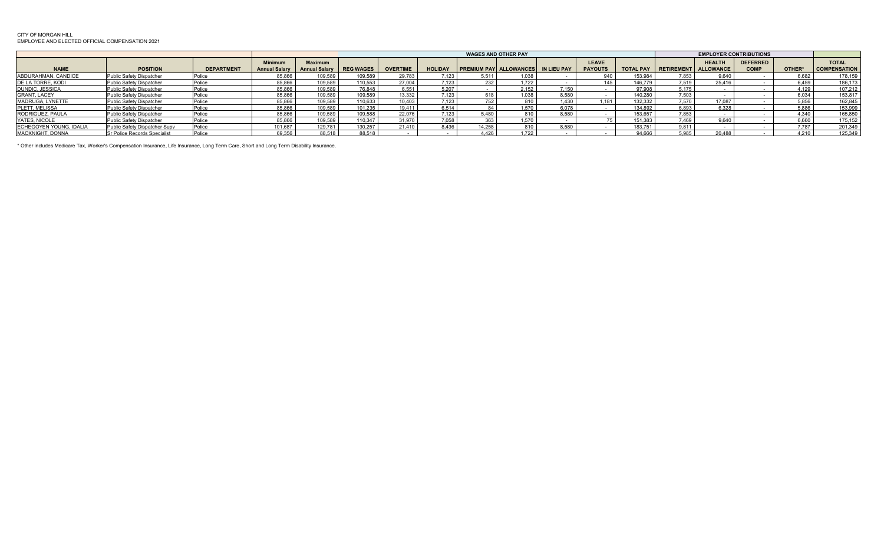CITY OF MORGAN HILL
EMPLOYEE AND ELECTED OFFICIAL COMPENSATION 2021

| | | | | | WAGES AND OTHER PAY | | | | | | | | | EMPLOYER CONTRIBUTIONS | | | | |
|---|---|---|---|---|---|---|---|---|---|---|---|---|---|---|---|---|---|---|
| NAME | POSITION | DEPARTMENT | Minimum Annual Salary | Maximum Annual Salary | REG WAGES | OVERTIME | HOLIDAY | PREMIUM PAY | ALLOWANCES | IN LIEU PAY | LEAVE PAYOUTS | TOTAL PAY | RETIREMENT | HEALTH ALLOWANCE | DEFERRED COMP | OTHER* | TOTAL COMPENSATION |
| ABDURAHMAN, CANDICE | Public Safety Dispatcher | Police | 85,866 | 109,589 | 109,589 | 29,783 | 7,123 | 5,511 | 1,038 | - | 940 | 153,984 | 7,853 | 9,640 | - | 6,682 | 178,159 |
| DE LA TORRE, KODI | Public Safety Dispatcher | Police | 85,866 | 109,589 | 110,553 | 27,004 | 7,123 | 232 | 1,722 | - | 145 | 146,779 | 7,519 | 25,416 | - | 6,459 | 186,173 |
| DUNDIC, JESSICA | Public Safety Dispatcher | Police | 85,866 | 109,589 | 76,848 | 6,551 | 5,207 | - | 2,152 | 7,150 | - | 97,908 | 5,175 | - | - | 4,129 | 107,212 |
| GRANT, LACEY | Public Safety Dispatcher | Police | 85,866 | 109,589 | 109,589 | 13,332 | 7,123 | 618 | 1,038 | 8,580 | - | 140,280 | 7,503 | - | - | 6,034 | 153,817 |
| MADRUGA, LYNETTE | Public Safety Dispatcher | Police | 85,866 | 109,589 | 110,633 | 10,403 | 7,123 | 752 | 810 | 1,430 | 1,181 | 132,332 | 7,570 | 17,087 | - | 5,856 | 162,845 |
| PLETT, MELISSA | Public Safety Dispatcher | Police | 85,866 | 109,589 | 101,235 | 19,411 | 6,514 | 84 | 1,570 | 6,078 | - | 134,892 | 6,893 | 6,328 | - | 5,886 | 153,999 |
| RODRIGUEZ, PAULA | Public Safety Dispatcher | Police | 85,866 | 109,589 | 109,588 | 22,076 | 7,123 | 5,480 | 810 | 8,580 | - | 153,657 | 7,853 | - | - | 4,340 | 165,850 |
| YATES, NICOLE | Public Safety Dispatcher | Police | 85,866 | 109,589 | 110,347 | 31,970 | 7,058 | 363 | 1,570 | - | 75 | 151,383 | 7,469 | 9,640 | - | 6,660 | 175,152 |
| ECHEGOYEN YOUNG, IDALIA | Public Safety Dispatcher Supv | Police | 101,687 | 129,781 | 130,257 | 21,410 | 8,436 | 14,258 | 810 | 8,580 | - | 183,751 | 9,811 | - | - | 7,787 | 201,349 |
| MACKNIGHT, DONNA | Sr Police Records Specialist | Police | 69,356 | 88,518 | 88,518 | - | - | 4,426 | 1,722 | - | - | 94,666 | 5,985 | 20,488 | - | 4,210 | 125,349 |

* Other includes Medicare Tax, Worker's Compensation Insurance, Life Insurance, Long Term Care, Short and Long Term Disability Insurance.